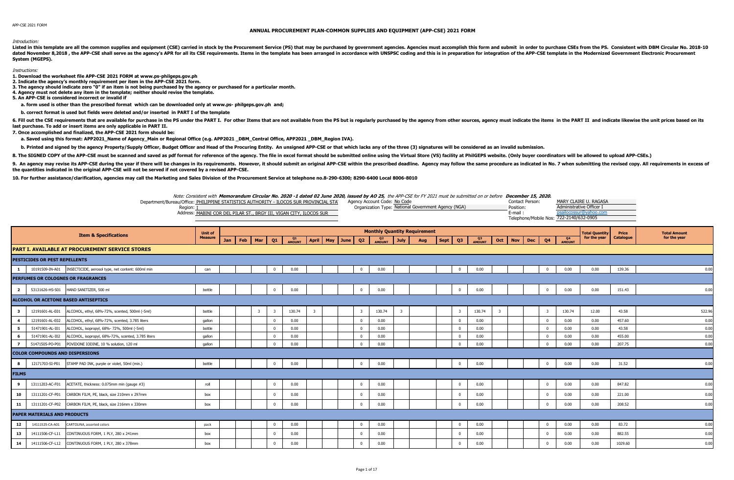APP-CSE 2021 FORM

# ANNUAL PROCUREMENT PLAN-COMMON SUPPLIES AND EQUIPMENT (APP-CSE) 2021 FORM

*Introduction:*

**Listed in this template are all the common supplies and equipment (CSE) carried in stock by the Procurement Service (PS) that may be purchased by government agencies. Agencies must accomplish this form and submit in order to purchase CSEs from the PS. Consistent with DBM Circular No. 2018-10 dated November 8,2018 , the APP-CSE shall serve as the agency's APR for all its CSE requirements. Items in the template has been arranged in accordance with UNSPSC coding and this is in preparation for integration of the APP-CSE template in the Modernized Government Electronic Procurement System (MGEPS).**

*Instructions:*

**1. Download the worksheet file APP-CSE 2021 FORM at www.ps-philgeps.gov.ph**

**2. Indicate the agency's monthly requirement per item in the APP-CSE 2021 form.**

**3. The agency should indicate zero "0" if an item is not being purchased by the agency or purchased for a particular month.**

**4. Agency must not delete any item in the template; neither should revise the template.**

**5. An APP-CSE is considered incorrect or invalid if**

**a. form used is other than the prescribed format which can be downloaded only at www.ps- philgeps.gov.ph and;**

**b. correct format is used but fields were deleted and/or inserted in PART I of the template**

**6. Fill out the CSE requirements that are available for purchase in the PS under the PART I. For other Items that are not available from the PS but is regularly purchased by the agency from other sources, agency must indicate the items in the PART II and indicate likewise the unit prices based on its last purchase. To add or insert items are only applicable in PART II.**

**7. Once accomplished and finalized, the APP-CSE 2021 form should be:**

**a. Saved using this format: APP2021_Name of Agency_Main or Regional Office (e.g. APP2021 _DBM_Central Office, APP2021 _DBM_Region IVA).**

**b. Printed and signed by the agency Property/Supply Officer, Budget Officer and Head of the Procuring Entity. An unsigned APP-CSE or that which lacks any of the three (3) signatures will be considered as an invalid submission.**

**8. The SIGNED COPY of the APP-CSE must be scanned and saved as pdf format for reference of the agency. The file in excel format should be submitted online using the Virtual Store (VS) facility at PhilGEPS website. (Only buyer coordinators will be allowed to upload APP-CSEs.)**

**9. An agency may revise its APP-CSE during the year if there will be changes in its requirements. However, it should submit an original APP-CSE within the prescribed deadline. Agency may follow the same procedure as indicated in No. 7 when submitting the revised copy. All requirements in excess of the quantities indicated in the original APP-CSE will not be served if not covered by a revised APP-CSE.**

**10. For further assistance/clarification, agencies may call the Marketing and Sales Division of the Procurement Service at telephone no.8-290-6300; 8290-6400 Local 8006-8010**

*Note: Consistent with **Memorandum Circular No. 2020 -1 dated 02 June 2020, issued by AO 25,** the APP-CSE for FY 2021 must be submitted on or before **December 15, 2020.***

Department/Bureau/Office: PHILIPPINE STATISTICS AUTHORITY - ILOCOS SUR PROVINCIAL STA
Region: I
Address: MABINI COR DEL PILAR ST., BRGY III, VIGAN CITY, ILOCOS SUR

Agency Account Code: No Code
Organization Type: National Government Agency (NGA)

Contact Person: MARY CLAIRE U. RAGASA
Position: Administrative Officer I
E-mail : psailocossur@yahoo.com
Telephone/Mobile Nos: 722-2140/632-0905

| | | Item & Specifications | Unit of Measure | Jan | Feb | Mar | Q1 | Q1 AMOUNT | April | May | June | Q2 | Q2 AMOUNT | July | Aug | Sept | Q3 | Q3 AMOUNT | Oct | Nov | Dec | Q4 | Q4 AMOUNT | Total Quantity for the year | Price Catalogue | Total Amount for the year |
|---|---|---|---|---|---|---|---|---|---|---|---|---|---|---|---|---|---|---|---|---|---|---|---|---|---|---|
| **PART I. AVAILABLE AT PROCUREMENT SERVICE STORES** | | | | | | | | | | | | | | | | | | | | | | | | | | |
| **PESTICIDES OR PEST REPELLENTS** | | | | | | | | | | | | | | | | | | | | | | | | | | |
| 1 | 10191509-IN-A01 | INSECTICIDE, aerosol type, net content: 600ml min | can | | | | 0 | 0.00 | | | | 0 | 0.00 | | | | 0 | 0.00 | | | | 0 | 0.00 | 0.00 | 139.36 | 0.00 |
| **PERFUMES OR COLOGNES OR FRAGRANCES** | | | | | | | | | | | | | | | | | | | | | | | | | | |
| 2 | 53131626-HS-S01 | HAND SANITIZER, 500 ml | bottle | | | | 0 | 0.00 | | | | 0 | 0.00 | | | | 0 | 0.00 | | | | 0 | 0.00 | 0.00 | 151.43 | 0.00 |
| **ALCOHOL OR ACETONE BASED ANTISEPTICS** | | | | | | | | | | | | | | | | | | | | | | | | | | |
| 3 | 12191601-AL-E01 | ALCOHOL, ethyl, 68%-72%, scented, 500ml (-5ml) | bottle | | | 3 | 3 | 130.74 | 3 | | | 3 | 130.74 | 3 | | | 3 | 130.74 | 3 | | | 3 | 130.74 | 12.00 | 43.58 | 522.96 |
| 4 | 12191601-AL-E02 | ALCOHOL, ethyl, 68%-72%, scented, 3.785 liters | gallon | | | | 0 | 0.00 | | | | 0 | 0.00 | | | | 0 | 0.00 | | | | 0 | 0.00 | 0.00 | 457.60 | 0.00 |
| 5 | 51471901-AL-I01 | ALCOHOL, isopropyl, 68%- 72%, 500ml (-5ml) | bottle | | | | 0 | 0.00 | | | | 0 | 0.00 | | | | 0 | 0.00 | | | | 0 | 0.00 | 0.00 | 43.58 | 0.00 |
| 6 | 51471901-AL-I02 | ALCOHOL, isopropyl, 68%-72%, scented, 3.785 liters | gallon | | | | 0 | 0.00 | | | | 0 | 0.00 | | | | 0 | 0.00 | | | | 0 | 0.00 | 0.00 | 455.00 | 0.00 |
| 7 | 51471505-PO-P01 | POVIDONE IODINE, 10 % solution, 120 ml | gallon | | | | 0 | 0.00 | | | | 0 | 0.00 | | | | 0 | 0.00 | | | | 0 | 0.00 | 0.00 | 207.75 | 0.00 |
| **COLOR COMPOUNDS AND DISPERSIONS** | | | | | | | | | | | | | | | | | | | | | | | | | | |
| 8 | 12171703-SI-P01 | STAMP PAD INK, purple or violet, 50ml (min.) | bottle | | | | 0 | 0.00 | | | | 0 | 0.00 | | | | 0 | 0.00 | | | | 0 | 0.00 | 0.00 | 31.52 | 0.00 |
| **FILMS** | | | | | | | | | | | | | | | | | | | | | | | | | | |
| 9 | 13111203-AC-F01 | ACETATE, thickness: 0.075mm min (gauge #3) | roll | | | | 0 | 0.00 | | | | 0 | 0.00 | | | | 0 | 0.00 | | | | 0 | 0.00 | 0.00 | 847.82 | 0.00 |
| 10 | 13111201-CF-P01 | CARBON FILM, PE, black, size 210mm x 297mm | box | | | | 0 | 0.00 | | | | 0 | 0.00 | | | | 0 | 0.00 | | | | 0 | 0.00 | 0.00 | 221.00 | 0.00 |
| 11 | 13111201-CF-P02 | CARBON FILM, PE, black, size 216mm x 330mm | box | | | | 0 | 0.00 | | | | 0 | 0.00 | | | | 0 | 0.00 | | | | 0 | 0.00 | 0.00 | 208.52 | 0.00 |
| **PAPER MATERIALS AND PRODUCTS** | | | | | | | | | | | | | | | | | | | | | | | | | | |
| 12 | 14111525-CA-A01 | CARTOLINA, assorted colors | pack | | | | 0 | 0.00 | | | | 0 | 0.00 | | | | 0 | 0.00 | | | | 0 | 0.00 | 0.00 | 83.72 | 0.00 |
| 13 | 14111506-CF-L11 | CONTINUOUS FORM, 1 PLY, 280 x 241mm | box | | | | 0 | 0.00 | | | | 0 | 0.00 | | | | 0 | 0.00 | | | | 0 | 0.00 | 0.00 | 882.55 | 0.00 |
| 14 | 14111506-CF-L12 | CONTINUOUS FORM, 1 PLY, 280 x 378mm | box | | | | 0 | 0.00 | | | | 0 | 0.00 | | | | 0 | 0.00 | | | | 0 | 0.00 | 0.00 | 1029.60 | 0.00 |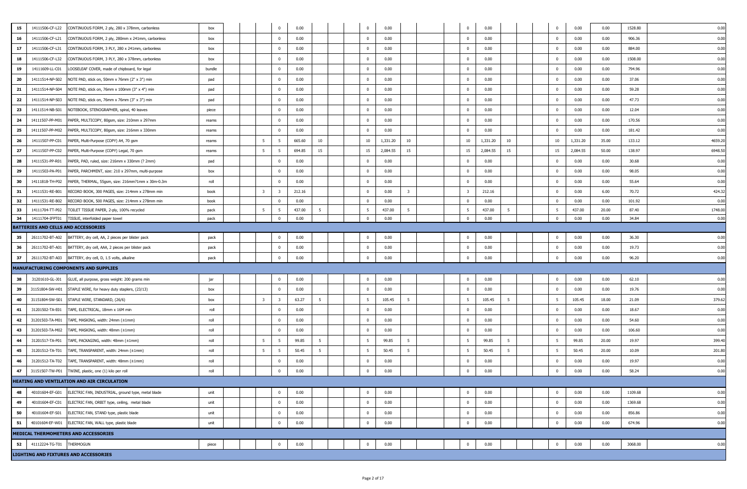| 15 | 14111506-CF-L22 | CONTINUOUS FORM, 2 ply, 280 x 378mm, carbonless | box | | | | 0 | 0.00 | | | | 0 | 0.00 | | | | 0 | 0.00 | | | | 0 | 0.00 | 0.00 | 1528.80 | 0.00 |
|---|---|---|---|---|---|---|---|---|---|---|---|---|---|---|---|---|---|---|---|---|---|---|---|---|---|---|
| 16 | 14111506-CF-L21 | CONTINUOUS FORM, 2 ply, 280mm x 241mm, carbonless | box | | | | 0 | 0.00 | | | | 0 | 0.00 | | | | 0 | 0.00 | | | | 0 | 0.00 | 0.00 | 906.36 | 0.00 |
| 17 | 14111506-CF-L31 | CONTINUOUS FORM, 3 PLY, 280 x 241mm, carbonless | box | | | | 0 | 0.00 | | | | 0 | 0.00 | | | | 0 | 0.00 | | | | 0 | 0.00 | 0.00 | 884.00 | 0.00 |
| 18 | 14111506-CF-L32 | CONTINUOUS FORM, 3 PLY, 280 x 378mm, carbonless | box | | | | 0 | 0.00 | | | | 0 | 0.00 | | | | 0 | 0.00 | | | | 0 | 0.00 | 0.00 | 1508.00 | 0.00 |
| 19 | 14111609-LL-C01 | LOOSELEAF COVER, made of chipboard, for legal | bundle | | | | 0 | 0.00 | | | | 0 | 0.00 | | | | 0 | 0.00 | | | | 0 | 0.00 | 0.00 | 794.96 | 0.00 |
| 20 | 14111514-NP-S02 | NOTE PAD, stick on, 50mm x 76mm (2" x 3") min | pad | | | | 0 | 0.00 | | | | 0 | 0.00 | | | | 0 | 0.00 | | | | 0 | 0.00 | 0.00 | 37.06 | 0.00 |
| 21 | 14111514-NP-S04 | NOTE PAD, stick on, 76mm x 100mm (3" x 4") min | pad | | | | 0 | 0.00 | | | | 0 | 0.00 | | | | 0 | 0.00 | | | | 0 | 0.00 | 0.00 | 59.28 | 0.00 |
| 22 | 14111514-NP-S03 | NOTE PAD, stick on, 76mm x 76mm (3" x 3") min | pad | | | | 0 | 0.00 | | | | 0 | 0.00 | | | | 0 | 0.00 | | | | 0 | 0.00 | 0.00 | 47.73 | 0.00 |
| 23 | 14111514-NB-S01 | NOTEBOOK, STENOGRAPHER, spiral, 40 leaves | piece | | | | 0 | 0.00 | | | | 0 | 0.00 | | | | 0 | 0.00 | | | | 0 | 0.00 | 0.00 | 12.04 | 0.00 |
| 24 | 14111507-PP-M01 | PAPER, MULTICOPY, 80gsm, size: 210mm x 297mm | reams | | | | 0 | 0.00 | | | | 0 | 0.00 | | | | 0 | 0.00 | | | | 0 | 0.00 | 0.00 | 170.56 | 0.00 |
| 25 | 14111507-PP-M02 | PAPER, MULTICOPY, 80gsm, size: 216mm x 330mm | reams | | | | 0 | 0.00 | | | | 0 | 0.00 | | | | 0 | 0.00 | | | | 0 | 0.00 | 0.00 | 181.42 | 0.00 |
| 26 | 14111507-PP-C01 | PAPER, Multi-Purpose (COPY) A4, 70 gsm | reams | | | 5 | 5 | 665.60 | 10 | | | 10 | 1,331.20 | 10 | | | 10 | 1,331.20 | 10 | | | 10 | 1,331.20 | 35.00 | 133.12 | 4659.20 |
| 27 | 14111507-PP-C02 | PAPER, Multi-Purpose (COPY) Legal, 70 gsm | reams | | | 5 | 5 | 694.85 | 15 | | | 15 | 2,084.55 | 15 | | | 15 | 2,084.55 | 15 | | | 15 | 2,084.55 | 50.00 | 138.97 | 6948.50 |
| 28 | 14111531-PP-R01 | PAPER, PAD, ruled, size: 216mm x 330mm (? 2mm) | pad | | | | 0 | 0.00 | | | | 0 | 0.00 | | | | 0 | 0.00 | | | | 0 | 0.00 | 0.00 | 30.68 | 0.00 |
| 29 | 14111503-PA-P01 | PAPER, PARCHMENT, size: 210 x 297mm, multi-purpose | box | | | | 0 | 0.00 | | | | 0 | 0.00 | | | | 0 | 0.00 | | | | 0 | 0.00 | 0.00 | 98.05 | 0.00 |
| 30 | 14111818-TH-P02 | PAPER, THERMAL, 55gsm, size: 216mm?1mm x 30m-0.3m | roll | | | | 0 | 0.00 | | | | 0 | 0.00 | | | | 0 | 0.00 | | | | 0 | 0.00 | 0.00 | 55.64 | 0.00 |
| 31 | 14111531-RE-B01 | RECORD BOOK, 300 PAGES, size: 214mm x 278mm min | book | | | 3 | 3 | 212.16 | | | | 0 | 0.00 | 3 | | | 3 | 212.16 | | | | 0 | 0.00 | 6.00 | 70.72 | 424.32 |
| 32 | 14111531-RE-B02 | RECORD BOOK, 500 PAGES, size: 214mm x 278mm min | book | | | | 0 | 0.00 | | | | 0 | 0.00 | | | | 0 | 0.00 | | | | 0 | 0.00 | 0.00 | 101.92 | 0.00 |
| 33 | 14111704-TT-P02 | TOILET TISSUE PAPER, 2-ply, 100% recycled | pack | | | 5 | 5 | 437.00 | 5 | | | 5 | 437.00 | 5 | | | 5 | 437.00 | 5 | | | 5 | 437.00 | 20.00 | 87.40 | 1748.00 |
| 34 | 14111704-IFPT01 | TISSUE, interfolded paper towel | pack | | | | 0 | 0.00 | | | | 0 | 0.00 | | | | 0 | 0.00 | | | | 0 | 0.00 | 0.00 | 34.84 | 0.00 |
| **BATTERIES AND CELLS AND ACCESSORIES** | | | | | | | | | | | | | | | | | | | | | | | | | | |
| 35 | 26111702-BT-A02 | BATTERY, dry cell, AA, 2 pieces per blister pack | pack | | | | 0 | 0.00 | | | | 0 | 0.00 | | | | 0 | 0.00 | | | | 0 | 0.00 | 0.00 | 36.30 | 0.00 |
| 36 | 26111702-BT-A01 | BATTERY, dry cell, AAA, 2 pieces per blister pack | pack | | | | 0 | 0.00 | | | | 0 | 0.00 | | | | 0 | 0.00 | | | | 0 | 0.00 | 0.00 | 19.73 | 0.00 |
| 37 | 26111702-BT-A03 | BATTERY, dry cell, D, 1.5 volts, alkaline | pack | | | | 0 | 0.00 | | | | 0 | 0.00 | | | | 0 | 0.00 | | | | 0 | 0.00 | 0.00 | 96.20 | 0.00 |
| **MANUFACTURING COMPONENTS AND SUPPLIES** | | | | | | | | | | | | | | | | | | | | | | | | | | |
| 38 | 31201610-GL-J01 | GLUE, all purpose, gross weight: 200 grams min | jar | | | | 0 | 0.00 | | | | 0 | 0.00 | | | | 0 | 0.00 | | | | 0 | 0.00 | 0.00 | 62.10 | 0.00 |
| 39 | 31151804-SW-H01 | STAPLE WIRE, for heavy duty staplers, (23/13) | box | | | | 0 | 0.00 | | | | 0 | 0.00 | | | | 0 | 0.00 | | | | 0 | 0.00 | 0.00 | 19.76 | 0.00 |
| 40 | 31151804-SW-S01 | STAPLE WIRE, STANDARD, (26/6) | box | | | 3 | 3 | 63.27 | 5 | | | 5 | 105.45 | 5 | | | 5 | 105.45 | 5 | | | 5 | 105.45 | 18.00 | 21.09 | 379.62 |
| 41 | 31201502-TA-E01 | TAPE, ELECTRICAL, 18mm x 16M min | roll | | | | 0 | 0.00 | | | | 0 | 0.00 | | | | 0 | 0.00 | | | | 0 | 0.00 | 0.00 | 18.67 | 0.00 |
| 42 | 31201503-TA-M01 | TAPE, MASKING, width: 24mm (±1mm) | roll | | | | 0 | 0.00 | | | | 0 | 0.00 | | | | 0 | 0.00 | | | | 0 | 0.00 | 0.00 | 54.60 | 0.00 |
| 43 | 31201503-TA-M02 | TAPE, MASKING, width: 48mm (±1mm) | roll | | | | 0 | 0.00 | | | | 0 | 0.00 | | | | 0 | 0.00 | | | | 0 | 0.00 | 0.00 | 106.60 | 0.00 |
| 44 | 31201517-TA-P01 | TAPE, PACKAGING, width: 48mm (±1mm) | roll | | | 5 | 5 | 99.85 | 5 | | | 5 | 99.85 | 5 | | | 5 | 99.85 | 5 | | | 5 | 99.85 | 20.00 | 19.97 | 399.40 |
| 45 | 31201512-TA-T01 | TAPE, TRANSPARENT, width: 24mm (±1mm) | roll | | | 5 | 5 | 50.45 | 5 | | | 5 | 50.45 | 5 | | | 5 | 50.45 | 5 | | | 5 | 50.45 | 20.00 | 10.09 | 201.80 |
| 46 | 31201512-TA-T02 | TAPE, TRANSPARENT, width: 48mm (±1mm) | roll | | | | 0 | 0.00 | | | | 0 | 0.00 | | | | 0 | 0.00 | | | | 0 | 0.00 | 0.00 | 19.97 | 0.00 |
| 47 | 31151507-TW-P01 | TWINE, plastic, one (1) kilo per roll | roll | | | | 0 | 0.00 | | | | 0 | 0.00 | | | | 0 | 0.00 | | | | 0 | 0.00 | 0.00 | 58.24 | 0.00 |
| **HEATING AND VENTILATION AND AIR CIRCULATION** | | | | | | | | | | | | | | | | | | | | | | | | | | |
| 48 | 40101604-EF-G01 | ELECTRIC FAN, INDUSTRIAL, ground type, metal blade | unit | | | | 0 | 0.00 | | | | 0 | 0.00 | | | | 0 | 0.00 | | | | 0 | 0.00 | 0.00 | 1109.68 | 0.00 |
| 49 | 40101604-EF-C01 | ELECTRIC FAN, ORBIT type, ceiling, metal blade | unit | | | | 0 | 0.00 | | | | 0 | 0.00 | | | | 0 | 0.00 | | | | 0 | 0.00 | 0.00 | 1369.68 | 0.00 |
| 50 | 40101604-EF-S01 | ELECTRIC FAN, STAND type, plastic blade | unit | | | | 0 | 0.00 | | | | 0 | 0.00 | | | | 0 | 0.00 | | | | 0 | 0.00 | 0.00 | 856.86 | 0.00 |
| 51 | 40101604-EF-W01 | ELECTRIC FAN, WALL type, plastic blade | unit | | | | 0 | 0.00 | | | | 0 | 0.00 | | | | 0 | 0.00 | | | | 0 | 0.00 | 0.00 | 674.96 | 0.00 |
| **MEDICAL THERMOMETERS AND ACCESSORIES** | | | | | | | | | | | | | | | | | | | | | | | | | | |
| 52 | 41112224-TG-T01 | THERMOGUN | piece | | | | 0 | 0.00 | | | | 0 | 0.00 | | | | 0 | 0.00 | | | | 0 | 0.00 | 0.00 | 3068.00 | 0.00 |
| **LIGHTING AND FIXTURES AND ACCESSORIES** | | | | | | | | | | | | | | | | | | | | | | | | | | |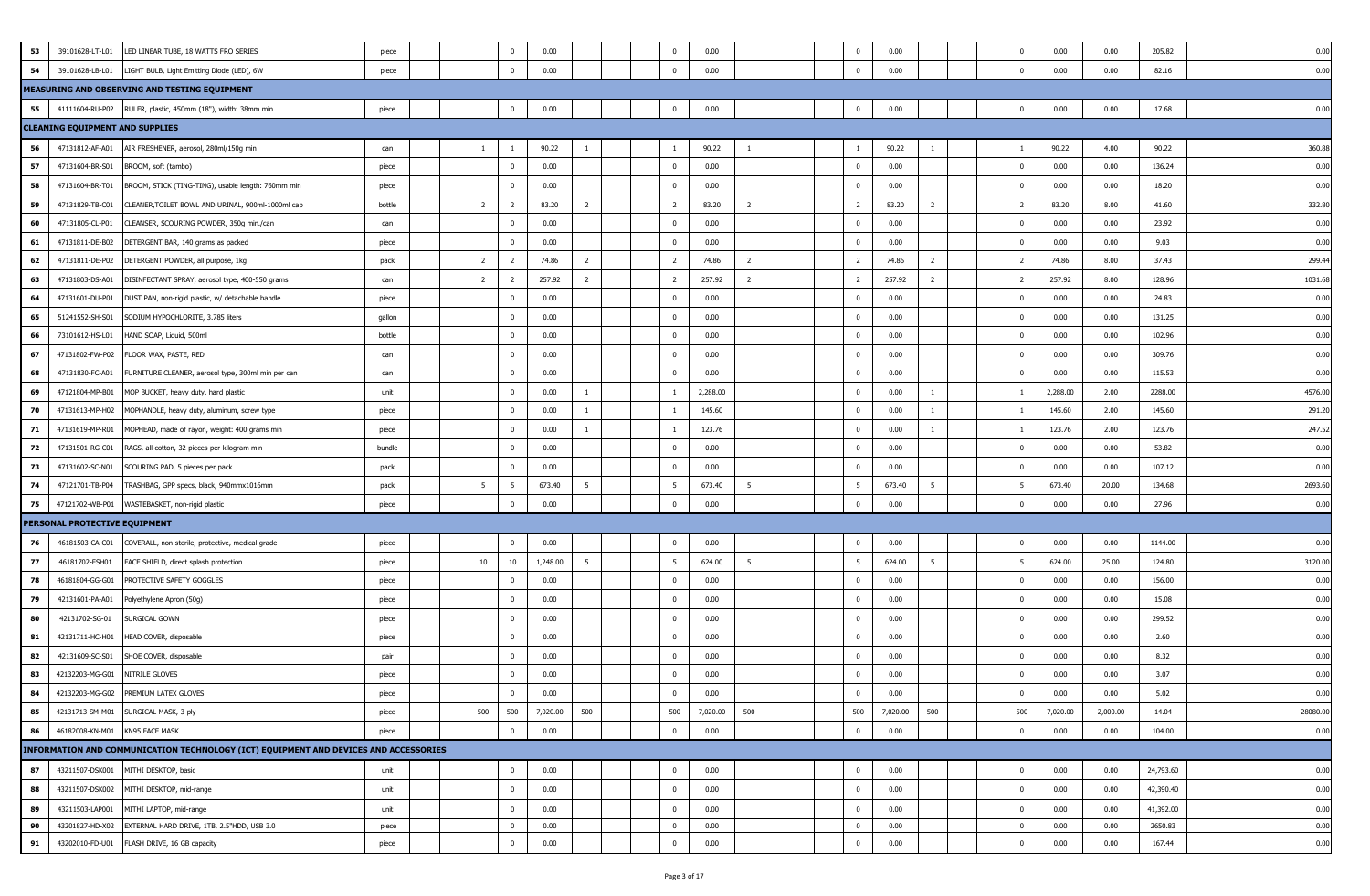| | | | | | | | | | | | | | | | | | | | | | | | | | | |
|---|---|---|---|---|---|---|---|---|---|---|---|---|---|---|---|---|---|---|---|---|---|---|---|---|---|---|
| 53 | 39101628-LT-L01 | LED LINEAR TUBE, 18 WATTS FRO SERIES | piece | | | | 0 | 0.00 | | | | 0 | 0.00 | | | | 0 | 0.00 | | | | 0 | 0.00 | 0.00 | 205.82 | 0.00 |
| 54 | 39101628-LB-L01 | LIGHT BULB, Light Emitting Diode (LED), 6W | piece | | | | 0 | 0.00 | | | | 0 | 0.00 | | | | 0 | 0.00 | | | | 0 | 0.00 | 0.00 | 82.16 | 0.00 |
| **MEASURING AND OBSERVING AND TESTING EQUIPMENT** | | | | | | | | | | | | | | | | | | | | | | | | | | |
| 55 | 41111604-RU-P02 | RULER, plastic, 450mm (18"), width: 38mm min | piece | | | | 0 | 0.00 | | | | 0 | 0.00 | | | | 0 | 0.00 | | | | 0 | 0.00 | 0.00 | 17.68 | 0.00 |
| **CLEANING EQUIPMENT AND SUPPLIES** | | | | | | | | | | | | | | | | | | | | | | | | | | |
| 56 | 47131812-AF-A01 | AIR FRESHENER, aerosol, 280ml/150g min | can | | | 1 | 1 | 90.22 | 1 | | | 1 | 90.22 | | | | 1 | 90.22 | 1 | | | 1 | 90.22 | 4.00 | 90.22 | 360.88 |
| 57 | 47131604-BR-S01 | BROOM, soft (tambo) | piece | | | | 0 | 0.00 | | | | 0 | 0.00 | | | | 0 | 0.00 | | | | 0 | 0.00 | 0.00 | 136.24 | 0.00 |
| 58 | 47131604-BR-T01 | BROOM, STICK (TING-TING), usable length: 760mm min | piece | | | | 0 | 0.00 | | | | 0 | 0.00 | | | | 0 | 0.00 | | | | 0 | 0.00 | 0.00 | 18.20 | 0.00 |
| 59 | 47131829-TB-C01 | CLEANER,TOILET BOWL AND URINAL, 900ml-1000ml cap | bottle | | | 2 | 2 | 83.20 | 2 | | | 2 | 83.20 | | | | 2 | 83.20 | 2 | | | 2 | 83.20 | 8.00 | 41.60 | 332.80 |
| 60 | 47131805-CL-P01 | CLEANSER, SCOURING POWDER, 350g min./can | can | | | | 0 | 0.00 | | | | 0 | 0.00 | | | | 0 | 0.00 | | | | 0 | 0.00 | 0.00 | 23.92 | 0.00 |
| 61 | 47131811-DE-B02 | DETERGENT BAR, 140 grams as packed | piece | | | | 0 | 0.00 | | | | 0 | 0.00 | | | | 0 | 0.00 | | | | 0 | 0.00 | 0.00 | 9.03 | 0.00 |
| 62 | 47131811-DE-P02 | DETERGENT POWDER, all purpose, 1kg | pack | | | 2 | 2 | 74.86 | 2 | | | 2 | 74.86 | | | | 2 | 74.86 | 2 | | | 2 | 74.86 | 8.00 | 37.43 | 299.44 |
| 63 | 47131803-DS-A01 | DISINFECTANT SPRAY, aerosol type, 400-550 grams | can | | | 2 | 2 | 257.92 | 2 | | | 2 | 257.92 | | | | 2 | 257.92 | 2 | | | 2 | 257.92 | 8.00 | 128.96 | 1031.68 |
| 64 | 47131601-DU-P01 | DUST PAN, non-rigid plastic, w/ detachable handle | piece | | | | 0 | 0.00 | | | | 0 | 0.00 | | | | 0 | 0.00 | | | | 0 | 0.00 | 0.00 | 24.83 | 0.00 |
| 65 | 51241552-SH-S01 | SODIUM HYPOCHLORITE, 3.785 liters | gallon | | | | 0 | 0.00 | | | | 0 | 0.00 | | | | 0 | 0.00 | | | | 0 | 0.00 | 0.00 | 131.25 | 0.00 |
| 66 | 73101612-HS-L01 | HAND SOAP, Liquid, 500ml | bottle | | | | 0 | 0.00 | | | | 0 | 0.00 | | | | 0 | 0.00 | | | | 0 | 0.00 | 0.00 | 102.96 | 0.00 |
| 67 | 47131802-FW-P02 | FLOOR WAX, PASTE, RED | can | | | | 0 | 0.00 | | | | 0 | 0.00 | | | | 0 | 0.00 | | | | 0 | 0.00 | 0.00 | 309.76 | 0.00 |
| 68 | 47131830-FC-A01 | FURNITURE CLEANER, aerosol type, 300ml min per can | can | | | | 0 | 0.00 | | | | 0 | 0.00 | | | | 0 | 0.00 | | | | 0 | 0.00 | 0.00 | 115.53 | 0.00 |
| 69 | 47121804-MP-B01 | MOP BUCKET, heavy duty, hard plastic | unit | | | | 0 | 0.00 | 1 | | | 1 | 2,288.00 | | | | 0 | 0.00 | 1 | | | 1 | 2,288.00 | 2.00 | 2288.00 | 4576.00 |
| 70 | 47131613-MP-H02 | MOPHANDLE, heavy duty, aluminum, screw type | piece | | | | 0 | 0.00 | 1 | | | 1 | 145.60 | | | | 0 | 0.00 | 1 | | | 1 | 145.60 | 2.00 | 145.60 | 291.20 |
| 71 | 47131619-MP-R01 | MOPHEAD, made of rayon, weight: 400 grams min | piece | | | | 0 | 0.00 | 1 | | | 1 | 123.76 | | | | 0 | 0.00 | 1 | | | 1 | 123.76 | 2.00 | 123.76 | 247.52 |
| 72 | 47131501-RG-C01 | RAGS, all cotton, 32 pieces per kilogram min | bundle | | | | 0 | 0.00 | | | | 0 | 0.00 | | | | 0 | 0.00 | | | | 0 | 0.00 | 0.00 | 53.82 | 0.00 |
| 73 | 47131602-SC-N01 | SCOURING PAD, 5 pieces per pack | pack | | | | 0 | 0.00 | | | | 0 | 0.00 | | | | 0 | 0.00 | | | | 0 | 0.00 | 0.00 | 107.12 | 0.00 |
| 74 | 47121701-TB-P04 | TRASHBAG, GPP specs, black, 940mmx1016mm | pack | | | 5 | 5 | 673.40 | 5 | | | 5 | 673.40 | | | | 5 | 673.40 | 5 | | | 5 | 673.40 | 20.00 | 134.68 | 2693.60 |
| 75 | 47121702-WB-P01 | WASTEBASKET, non-rigid plastic | piece | | | | 0 | 0.00 | | | | 0 | 0.00 | | | | 0 | 0.00 | | | | 0 | 0.00 | 0.00 | 27.96 | 0.00 |
| **PERSONAL PROTECTIVE EQUIPMENT** | | | | | | | | | | | | | | | | | | | | | | | | | | |
| 76 | 46181503-CA-C01 | COVERALL, non-sterile, protective, medical grade | piece | | | | 0 | 0.00 | | | | 0 | 0.00 | | | | 0 | 0.00 | | | | 0 | 0.00 | 0.00 | 1144.00 | 0.00 |
| 77 | 46181702-FSH01 | FACE SHIELD, direct splash protection | piece | | | 10 | 10 | 1,248.00 | 5 | | | 5 | 624.00 | | | | 5 | 624.00 | 5 | | | 5 | 624.00 | 25.00 | 124.80 | 3120.00 |
| 78 | 46181804-GG-G01 | PROTECTIVE SAFETY GOGGLES | piece | | | | 0 | 0.00 | | | | 0 | 0.00 | | | | 0 | 0.00 | | | | 0 | 0.00 | 0.00 | 156.00 | 0.00 |
| 79 | 42131601-PA-A01 | Polyethylene Apron (50g) | piece | | | | 0 | 0.00 | | | | 0 | 0.00 | | | | 0 | 0.00 | | | | 0 | 0.00 | 0.00 | 15.08 | 0.00 |
| 80 | 42131702-SG-01 | SURGICAL GOWN | piece | | | | 0 | 0.00 | | | | 0 | 0.00 | | | | 0 | 0.00 | | | | 0 | 0.00 | 0.00 | 299.52 | 0.00 |
| 81 | 42131711-HC-H01 | HEAD COVER, disposable | piece | | | | 0 | 0.00 | | | | 0 | 0.00 | | | | 0 | 0.00 | | | | 0 | 0.00 | 0.00 | 2.60 | 0.00 |
| 82 | 42131609-SC-S01 | SHOE COVER, disposable | pair | | | | 0 | 0.00 | | | | 0 | 0.00 | | | | 0 | 0.00 | | | | 0 | 0.00 | 0.00 | 8.32 | 0.00 |
| 83 | 42132203-MG-G01 | NITRILE GLOVES | piece | | | | 0 | 0.00 | | | | 0 | 0.00 | | | | 0 | 0.00 | | | | 0 | 0.00 | 0.00 | 3.07 | 0.00 |
| 84 | 42132203-MG-G02 | PREMIUM LATEX GLOVES | piece | | | | 0 | 0.00 | | | | 0 | 0.00 | | | | 0 | 0.00 | | | | 0 | 0.00 | 0.00 | 5.02 | 0.00 |
| 85 | 42131713-SM-M01 | SURGICAL MASK, 3-ply | piece | | | 500 | 500 | 7,020.00 | 500 | | | 500 | 7,020.00 | | | | 500 | 7,020.00 | 500 | | | 500 | 7,020.00 | 2,000.00 | 14.04 | 28080.00 |
| 86 | 46182008-KN-M01 | KN95 FACE MASK | piece | | | | 0 | 0.00 | | | | 0 | 0.00 | | | | 0 | 0.00 | | | | 0 | 0.00 | 0.00 | 104.00 | 0.00 |
| **INFORMATION AND COMMUNICATION TECHNOLOGY (ICT) EQUIPMENT AND DEVICES AND ACCESSORIES** | | | | | | | | | | | | | | | | | | | | | | | | | | |
| 87 | 43211507-DSK001 | MITHI DESKTOP, basic | unit | | | | 0 | 0.00 | | | | 0 | 0.00 | | | | 0 | 0.00 | | | | 0 | 0.00 | 0.00 | 24,793.60 | 0.00 |
| 88 | 43211507-DSK002 | MITHI DESKTOP, mid-range | unit | | | | 0 | 0.00 | | | | 0 | 0.00 | | | | 0 | 0.00 | | | | 0 | 0.00 | 0.00 | 42,390.40 | 0.00 |
| 89 | 43211503-LAP001 | MITHI LAPTOP, mid-range | unit | | | | 0 | 0.00 | | | | 0 | 0.00 | | | | 0 | 0.00 | | | | 0 | 0.00 | 0.00 | 41,392.00 | 0.00 |
| 90 | 43201827-HD-X02 | EXTERNAL HARD DRIVE, 1TB, 2.5"HDD, USB 3.0 | piece | | | | 0 | 0.00 | | | | 0 | 0.00 | | | | 0 | 0.00 | | | | 0 | 0.00 | 0.00 | 2650.83 | 0.00 |
| 91 | 43202010-FD-U01 | FLASH DRIVE, 16 GB capacity | piece | | | | 0 | 0.00 | | | | 0 | 0.00 | | | | 0 | 0.00 | | | | 0 | 0.00 | 0.00 | 167.44 | 0.00 |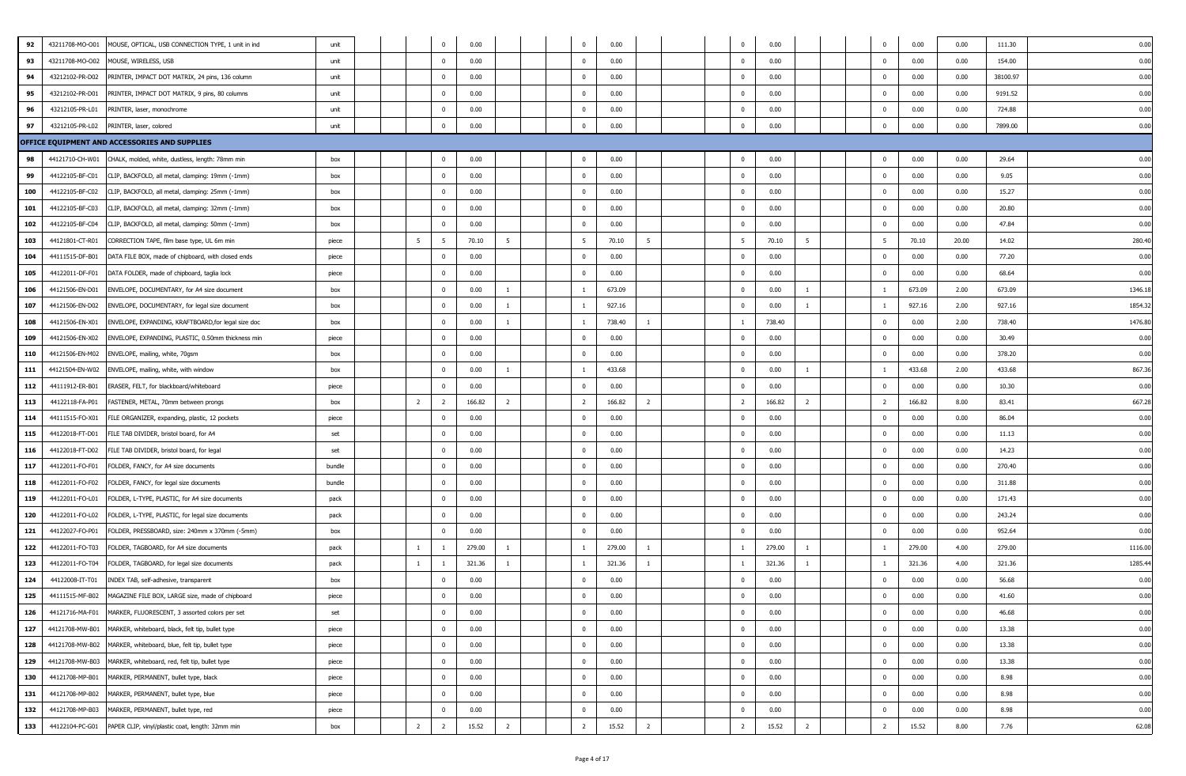| | | | | | | | | | | | | | | | | | | | | | | | | | | |
|---|---|---|---|---|---|---|---|---|---|---|---|---|---|---|---|---|---|---|---|---|---|---|---|---|---|---|
| 92 | 43211708-MO-O01 | MOUSE, OPTICAL, USB CONNECTION TYPE, 1 unit in ind | unit | | | | 0 | 0.00 | | | | 0 | 0.00 | | | | 0 | 0.00 | | | | 0 | 0.00 | 0.00 | 111.30 | 0.00 |
| 93 | 43211708-MO-O02 | MOUSE, WIRELESS, USB | unit | | | | 0 | 0.00 | | | | 0 | 0.00 | | | | 0 | 0.00 | | | | 0 | 0.00 | 0.00 | 154.00 | 0.00 |
| 94 | 43212102-PR-D02 | PRINTER, IMPACT DOT MATRIX, 24 pins, 136 column | unit | | | | 0 | 0.00 | | | | 0 | 0.00 | | | | 0 | 0.00 | | | | 0 | 0.00 | 0.00 | 38100.97 | 0.00 |
| 95 | 43212102-PR-D01 | PRINTER, IMPACT DOT MATRIX, 9 pins, 80 columns | unit | | | | 0 | 0.00 | | | | 0 | 0.00 | | | | 0 | 0.00 | | | | 0 | 0.00 | 0.00 | 9191.52 | 0.00 |
| 96 | 43212105-PR-L01 | PRINTER, laser, monochrome | unit | | | | 0 | 0.00 | | | | 0 | 0.00 | | | | 0 | 0.00 | | | | 0 | 0.00 | 0.00 | 724.88 | 0.00 |
| 97 | 43212105-PR-L02 | PRINTER, laser, colored | unit | | | | 0 | 0.00 | | | | 0 | 0.00 | | | | 0 | 0.00 | | | | 0 | 0.00 | 0.00 | 7899.00 | 0.00 |
| **OFFICE EQUIPMENT AND ACCESSORIES AND SUPPLIES** | | | | | | | | | | | | | | | | | | | | | | | | | | |
| 98 | 44121710-CH-W01 | CHALK, molded, white, dustless, length: 78mm min | box | | | | 0 | 0.00 | | | | 0 | 0.00 | | | | 0 | 0.00 | | | | 0 | 0.00 | 0.00 | 29.64 | 0.00 |
| 99 | 44122105-BF-C01 | CLIP, BACKFOLD, all metal, clamping: 19mm (-1mm) | box | | | | 0 | 0.00 | | | | 0 | 0.00 | | | | 0 | 0.00 | | | | 0 | 0.00 | 0.00 | 9.05 | 0.00 |
| 100 | 44122105-BF-C02 | CLIP, BACKFOLD, all metal, clamping: 25mm (-1mm) | box | | | | 0 | 0.00 | | | | 0 | 0.00 | | | | 0 | 0.00 | | | | 0 | 0.00 | 0.00 | 15.27 | 0.00 |
| 101 | 44122105-BF-C03 | CLIP, BACKFOLD, all metal, clamping: 32mm (-1mm) | box | | | | 0 | 0.00 | | | | 0 | 0.00 | | | | 0 | 0.00 | | | | 0 | 0.00 | 0.00 | 20.80 | 0.00 |
| 102 | 44122105-BF-C04 | CLIP, BACKFOLD, all metal, clamping: 50mm (-1mm) | box | | | | 0 | 0.00 | | | | 0 | 0.00 | | | | 0 | 0.00 | | | | 0 | 0.00 | 0.00 | 47.84 | 0.00 |
| 103 | 44121801-CT-R01 | CORRECTION TAPE, film base type, UL 6m min | piece | | | 5 | 5 | 70.10 | 5 | | | 5 | 70.10 | 5 | | | 5 | 70.10 | 5 | | | 5 | 70.10 | 20.00 | 14.02 | 280.40 |
| 104 | 44111515-DF-B01 | DATA FILE BOX, made of chipboard, with closed ends | piece | | | | 0 | 0.00 | | | | 0 | 0.00 | | | | 0 | 0.00 | | | | 0 | 0.00 | 0.00 | 77.20 | 0.00 |
| 105 | 44122011-DF-F01 | DATA FOLDER, made of chipboard, taglia lock | piece | | | | 0 | 0.00 | | | | 0 | 0.00 | | | | 0 | 0.00 | | | | 0 | 0.00 | 0.00 | 68.64 | 0.00 |
| 106 | 44121506-EN-D01 | ENVELOPE, DOCUMENTARY, for A4 size document | box | | | | 0 | 0.00 | 1 | | | 1 | 673.09 | | | | 0 | 0.00 | 1 | | | 1 | 673.09 | 2.00 | 673.09 | 1346.18 |
| 107 | 44121506-EN-D02 | ENVELOPE, DOCUMENTARY, for legal size document | box | | | | 0 | 0.00 | 1 | | | 1 | 927.16 | | | | 0 | 0.00 | 1 | | | 1 | 927.16 | 2.00 | 927.16 | 1854.32 |
| 108 | 44121506-EN-X01 | ENVELOPE, EXPANDING, KRAFTBOARD,for legal size doc | box | | | | 0 | 0.00 | 1 | | | 1 | 738.40 | 1 | | | 1 | 738.40 | | | | 0 | 0.00 | 2.00 | 738.40 | 1476.80 |
| 109 | 44121506-EN-X02 | ENVELOPE, EXPANDING, PLASTIC, 0.50mm thickness min | piece | | | | 0 | 0.00 | | | | 0 | 0.00 | | | | 0 | 0.00 | | | | 0 | 0.00 | 0.00 | 30.49 | 0.00 |
| 110 | 44121506-EN-M02 | ENVELOPE, mailing, white, 70gsm | box | | | | 0 | 0.00 | | | | 0 | 0.00 | | | | 0 | 0.00 | | | | 0 | 0.00 | 0.00 | 378.20 | 0.00 |
| 111 | 44121504-EN-W02 | ENVELOPE, mailing, white, with window | box | | | | 0 | 0.00 | 1 | | | 1 | 433.68 | | | | 0 | 0.00 | 1 | | | 1 | 433.68 | 2.00 | 433.68 | 867.36 |
| 112 | 44111912-ER-B01 | ERASER, FELT, for blackboard/whiteboard | piece | | | | 0 | 0.00 | | | | 0 | 0.00 | | | | 0 | 0.00 | | | | 0 | 0.00 | 0.00 | 10.30 | 0.00 |
| 113 | 44122118-FA-P01 | FASTENER, METAL, 70mm between prongs | box | | | 2 | 2 | 166.82 | 2 | | | 2 | 166.82 | 2 | | | 2 | 166.82 | 2 | | | 2 | 166.82 | 8.00 | 83.41 | 667.28 |
| 114 | 44111515-FO-X01 | FILE ORGANIZER, expanding, plastic, 12 pockets | piece | | | | 0 | 0.00 | | | | 0 | 0.00 | | | | 0 | 0.00 | | | | 0 | 0.00 | 0.00 | 86.04 | 0.00 |
| 115 | 44122018-FT-D01 | FILE TAB DIVIDER, bristol board, for A4 | set | | | | 0 | 0.00 | | | | 0 | 0.00 | | | | 0 | 0.00 | | | | 0 | 0.00 | 0.00 | 11.13 | 0.00 |
| 116 | 44122018-FT-D02 | FILE TAB DIVIDER, bristol board, for legal | set | | | | 0 | 0.00 | | | | 0 | 0.00 | | | | 0 | 0.00 | | | | 0 | 0.00 | 0.00 | 14.23 | 0.00 |
| 117 | 44122011-FO-F01 | FOLDER, FANCY, for A4 size documents | bundle | | | | 0 | 0.00 | | | | 0 | 0.00 | | | | 0 | 0.00 | | | | 0 | 0.00 | 0.00 | 270.40 | 0.00 |
| 118 | 44122011-FO-F02 | FOLDER, FANCY, for legal size documents | bundle | | | | 0 | 0.00 | | | | 0 | 0.00 | | | | 0 | 0.00 | | | | 0 | 0.00 | 0.00 | 311.88 | 0.00 |
| 119 | 44122011-FO-L01 | FOLDER, L-TYPE, PLASTIC, for A4 size documents | pack | | | | 0 | 0.00 | | | | 0 | 0.00 | | | | 0 | 0.00 | | | | 0 | 0.00 | 0.00 | 171.43 | 0.00 |
| 120 | 44122011-FO-L02 | FOLDER, L-TYPE, PLASTIC, for legal size documents | pack | | | | 0 | 0.00 | | | | 0 | 0.00 | | | | 0 | 0.00 | | | | 0 | 0.00 | 0.00 | 243.24 | 0.00 |
| 121 | 44122027-FO-P01 | FOLDER, PRESSBOARD, size: 240mm x 370mm (-5mm) | box | | | | 0 | 0.00 | | | | 0 | 0.00 | | | | 0 | 0.00 | | | | 0 | 0.00 | 0.00 | 952.64 | 0.00 |
| 122 | 44122011-FO-T03 | FOLDER, TAGBOARD, for A4 size documents | pack | | | 1 | 1 | 279.00 | 1 | | | 1 | 279.00 | 1 | | | 1 | 279.00 | 1 | | | 1 | 279.00 | 4.00 | 279.00 | 1116.00 |
| 123 | 44122011-FO-T04 | FOLDER, TAGBOARD, for legal size documents | pack | | | 1 | 1 | 321.36 | 1 | | | 1 | 321.36 | 1 | | | 1 | 321.36 | 1 | | | 1 | 321.36 | 4.00 | 321.36 | 1285.44 |
| 124 | 44122008-IT-T01 | INDEX TAB, self-adhesive, transparent | box | | | | 0 | 0.00 | | | | 0 | 0.00 | | | | 0 | 0.00 | | | | 0 | 0.00 | 0.00 | 56.68 | 0.00 |
| 125 | 44111515-MF-B02 | MAGAZINE FILE BOX, LARGE size, made of chipboard | piece | | | | 0 | 0.00 | | | | 0 | 0.00 | | | | 0 | 0.00 | | | | 0 | 0.00 | 0.00 | 41.60 | 0.00 |
| 126 | 44121716-MA-F01 | MARKER, FLUORESCENT, 3 assorted colors per set | set | | | | 0 | 0.00 | | | | 0 | 0.00 | | | | 0 | 0.00 | | | | 0 | 0.00 | 0.00 | 46.68 | 0.00 |
| 127 | 44121708-MW-B01 | MARKER, whiteboard, black, felt tip, bullet type | piece | | | | 0 | 0.00 | | | | 0 | 0.00 | | | | 0 | 0.00 | | | | 0 | 0.00 | 0.00 | 13.38 | 0.00 |
| 128 | 44121708-MW-B02 | MARKER, whiteboard, blue, felt tip, bullet type | piece | | | | 0 | 0.00 | | | | 0 | 0.00 | | | | 0 | 0.00 | | | | 0 | 0.00 | 0.00 | 13.38 | 0.00 |
| 129 | 44121708-MW-B03 | MARKER, whiteboard, red, felt tip, bullet type | piece | | | | 0 | 0.00 | | | | 0 | 0.00 | | | | 0 | 0.00 | | | | 0 | 0.00 | 0.00 | 13.38 | 0.00 |
| 130 | 44121708-MP-B01 | MARKER, PERMANENT, bullet type, black | piece | | | | 0 | 0.00 | | | | 0 | 0.00 | | | | 0 | 0.00 | | | | 0 | 0.00 | 0.00 | 8.98 | 0.00 |
| 131 | 44121708-MP-B02 | MARKER, PERMANENT, bullet type, blue | piece | | | | 0 | 0.00 | | | | 0 | 0.00 | | | | 0 | 0.00 | | | | 0 | 0.00 | 0.00 | 8.98 | 0.00 |
| 132 | 44121708-MP-B03 | MARKER, PERMANENT, bullet type, red | piece | | | | 0 | 0.00 | | | | 0 | 0.00 | | | | 0 | 0.00 | | | | 0 | 0.00 | 0.00 | 8.98 | 0.00 |
| 133 | 44122104-PC-G01 | PAPER CLIP, vinyl/plastic coat, length: 32mm min | box | | | 2 | 2 | 15.52 | 2 | | | 2 | 15.52 | 2 | | | 2 | 15.52 | 2 | | | 2 | 15.52 | 8.00 | 7.76 | 62.08 |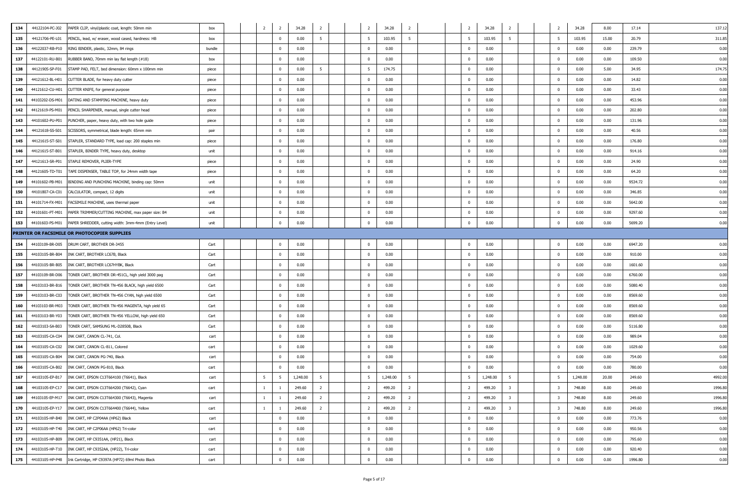| | | | | | | | | | | | | | | | | | | | | | | | | | | |
|---|---|---|---|---|---|---|---|---|---|---|---|---|---|---|---|---|---|---|---|---|---|---|---|---|---|---|
| 134 | 44122104-PC-J02 | PAPER CLIP, vinyl/plastic coat, length: 50mm min | box | | | 2 | 2 | 34.28 | 2 | | | 2 | 34.28 | 2 | | | 2 | 34.28 | 2 | | | 2 | 34.28 | 8.00 | 17.14 | 137.12 |
| 135 | 44121706-PE-L01 | PENCIL, lead, w/ eraser, wood cased, hardness: HB | box | | | | 0 | 0.00 | 5 | | | 5 | 103.95 | 5 | | | 5 | 103.95 | 5 | | | 5 | 103.95 | 15.00 | 20.79 | 311.85 |
| 136 | 44122037-RB-P10 | RING BINDER, plastic, 32mm, 84 rings | bundle | | | | 0 | 0.00 | | | | 0 | 0.00 | | | | 0 | 0.00 | | | | 0 | 0.00 | 0.00 | 239.79 | 0.00 |
| 137 | 44122101-RU-B01 | RUBBER BAND, 70mm min lay flat length (#18) | box | | | | 0 | 0.00 | | | | 0 | 0.00 | | | | 0 | 0.00 | | | | 0 | 0.00 | 0.00 | 109.50 | 0.00 |
| 138 | 44121905-SP-F01 | STAMP PAD, FELT, bed dimension: 60mm x 100mm min | piece | | | | 0 | 0.00 | 5 | | | 5 | 174.75 | | | | 0 | 0.00 | | | | 0 | 0.00 | 5.00 | 34.95 | 174.75 |
| 139 | 44121612-BL-H01 | CUTTER BLADE, for heavy duty cutter | piece | | | | 0 | 0.00 | | | | 0 | 0.00 | | | | 0 | 0.00 | | | | 0 | 0.00 | 0.00 | 14.82 | 0.00 |
| 140 | 44121612-CU-H01 | CUTTER KNIFE, for general purpose | piece | | | | 0 | 0.00 | | | | 0 | 0.00 | | | | 0 | 0.00 | | | | 0 | 0.00 | 0.00 | 33.43 | 0.00 |
| 141 | 44103202-DS-M01 | DATING AND STAMPING MACHINE, heavy duty | piece | | | | 0 | 0.00 | | | | 0 | 0.00 | | | | 0 | 0.00 | | | | 0 | 0.00 | 0.00 | 453.96 | 0.00 |
| 142 | 44121619-PS-M01 | PENCIL SHARPENER, manual, single cutter head | piece | | | | 0 | 0.00 | | | | 0 | 0.00 | | | | 0 | 0.00 | | | | 0 | 0.00 | 0.00 | 202.80 | 0.00 |
| 143 | 44101602-PU-P01 | PUNCHER, paper, heavy duty, with two hole guide | piece | | | | 0 | 0.00 | | | | 0 | 0.00 | | | | 0 | 0.00 | | | | 0 | 0.00 | 0.00 | 131.96 | 0.00 |
| 144 | 44121618-SS-S01 | SCISSORS, symmetrical, blade length: 65mm min | pair | | | | 0 | 0.00 | | | | 0 | 0.00 | | | | 0 | 0.00 | | | | 0 | 0.00 | 0.00 | 40.56 | 0.00 |
| 145 | 44121615-ST-S01 | STAPLER, STANDARD TYPE, load cap: 200 staples min | piece | | | | 0 | 0.00 | | | | 0 | 0.00 | | | | 0 | 0.00 | | | | 0 | 0.00 | 0.00 | 176.80 | 0.00 |
| 146 | 44121615-ST-B01 | STAPLER, BINDER TYPE, heavy duty, desktop | unit | | | | 0 | 0.00 | | | | 0 | 0.00 | | | | 0 | 0.00 | | | | 0 | 0.00 | 0.00 | 914.16 | 0.00 |
| 147 | 44121613-SR-P01 | STAPLE REMOVER, PLIER-TYPE | piece | | | | 0 | 0.00 | | | | 0 | 0.00 | | | | 0 | 0.00 | | | | 0 | 0.00 | 0.00 | 24.90 | 0.00 |
| 148 | 44121605-TD-T01 | TAPE DISPENSER, TABLE TOP, for 24mm width tape | piece | | | | 0 | 0.00 | | | | 0 | 0.00 | | | | 0 | 0.00 | | | | 0 | 0.00 | 0.00 | 64.20 | 0.00 |
| 149 | 44101602-PB-M01 | BINDING AND PUNCHING MACHINE, binding cap: 50mm | unit | | | | 0 | 0.00 | | | | 0 | 0.00 | | | | 0 | 0.00 | | | | 0 | 0.00 | 0.00 | 9534.72 | 0.00 |
| 150 | 44101807-CA-C01 | CALCULATOR, compact, 12 digits | unit | | | | 0 | 0.00 | | | | 0 | 0.00 | | | | 0 | 0.00 | | | | 0 | 0.00 | 0.00 | 346.85 | 0.00 |
| 151 | 44101714-FX-M01 | FACSIMILE MACHINE, uses thermal paper | unit | | | | 0 | 0.00 | | | | 0 | 0.00 | | | | 0 | 0.00 | | | | 0 | 0.00 | 0.00 | 5642.00 | 0.00 |
| 152 | 44101601-PT-M01 | PAPER TRIMMER/CUTTING MACHINE, max paper size: B4 | unit | | | | 0 | 0.00 | | | | 0 | 0.00 | | | | 0 | 0.00 | | | | 0 | 0.00 | 0.00 | 9297.60 | 0.00 |
| 153 | 44101603-PS-M01 | PAPER SHREDDER, cutting width: 3mm-4mm (Entry Level) | unit | | | | 0 | 0.00 | | | | 0 | 0.00 | | | | 0 | 0.00 | | | | 0 | 0.00 | 0.00 | 5699.20 | 0.00 |
| **PRINTER OR FACSIMILE OR PHOTOCOPIER SUPPLIES** | | | | | | | | | | | | | | | | | | | | | | | | | | |
| 154 | 44103109-BR-D05 | DRUM CART, BROTHER DR-3455 | Cart | | | | 0 | 0.00 | | | | 0 | 0.00 | | | | 0 | 0.00 | | | | 0 | 0.00 | 0.00 | 6947.20 | 0.00 |
| 155 | 44103105-BR-B04 | INK CART, BROTHER LC67B, Black | Cart | | | | 0 | 0.00 | | | | 0 | 0.00 | | | | 0 | 0.00 | | | | 0 | 0.00 | 0.00 | 910.00 | 0.00 |
| 156 | 44103105-BR-B05 | INK CART, BROTHER LC67HYBK, Black | Cart | | | | 0 | 0.00 | | | | 0 | 0.00 | | | | 0 | 0.00 | | | | 0 | 0.00 | 0.00 | 1601.60 | 0.00 |
| 157 | 44103109-BR-D06 | TONER CART, BROTHER DR-451CL, high yield 3000 pag | Cart | | | | 0 | 0.00 | | | | 0 | 0.00 | | | | 0 | 0.00 | | | | 0 | 0.00 | 0.00 | 6760.00 | 0.00 |
| 158 | 44103103-BR-B16 | TONER CART, BROTHER TN-456 BLACK, high yield 6500 | Cart | | | | 0 | 0.00 | | | | 0 | 0.00 | | | | 0 | 0.00 | | | | 0 | 0.00 | 0.00 | 5080.40 | 0.00 |
| 159 | 44103103-BR-C03 | TONER CART, BROTHER TN-456 CYAN, high yield 6500 | Cart | | | | 0 | 0.00 | | | | 0 | 0.00 | | | | 0 | 0.00 | | | | 0 | 0.00 | 0.00 | 8569.60 | 0.00 |
| 160 | 44103103-BR-M03 | TONER CART, BROTHER TN-456 MAGENTA, high yield 65 | Cart | | | | 0 | 0.00 | | | | 0 | 0.00 | | | | 0 | 0.00 | | | | 0 | 0.00 | 0.00 | 8569.60 | 0.00 |
| 161 | 44103103-BR-Y03 | TONER CART, BROTHER TN-456 YELLOW, high yield 650 | Cart | | | | 0 | 0.00 | | | | 0 | 0.00 | | | | 0 | 0.00 | | | | 0 | 0.00 | 0.00 | 8569.60 | 0.00 |
| 162 | 44103103-SA-B03 | TONER CART, SAMSUNG ML-D2850B, Black | Cart | | | | 0 | 0.00 | | | | 0 | 0.00 | | | | 0 | 0.00 | | | | 0 | 0.00 | 0.00 | 5116.80 | 0.00 |
| 163 | 44103105-CA-C04 | INK CART, CANON CL-741, Col. | cart | | | | 0 | 0.00 | | | | 0 | 0.00 | | | | 0 | 0.00 | | | | 0 | 0.00 | 0.00 | 989.04 | 0.00 |
| 164 | 44103105-CA-C02 | INK CART, CANON CL-811, Colored | cart | | | | 0 | 0.00 | | | | 0 | 0.00 | | | | 0 | 0.00 | | | | 0 | 0.00 | 0.00 | 1029.60 | 0.00 |
| 165 | 44103105-CA-B04 | INK CART, CANON PG-740, Black | cart | | | | 0 | 0.00 | | | | 0 | 0.00 | | | | 0 | 0.00 | | | | 0 | 0.00 | 0.00 | 754.00 | 0.00 |
| 166 | 44103105-CA-B02 | INK CART, CANON PG-810, Black | cart | | | | 0 | 0.00 | | | | 0 | 0.00 | | | | 0 | 0.00 | | | | 0 | 0.00 | 0.00 | 780.00 | 0.00 |
| 167 | 44103105-EP-B17 | INK CART, EPSON C13T664100 (T6641), Black | cart | | | 5 | 5 | 1,248.00 | 5 | | | 5 | 1,248.00 | 5 | | | 5 | 1,248.00 | 5 | | | 5 | 1,248.00 | 20.00 | 249.60 | 4992.00 |
| 168 | 44103105-EP-C17 | INK CART, EPSON C13T664200 (T6642), Cyan | cart | | | 1 | 1 | 249.60 | 2 | | | 2 | 499.20 | 2 | | | 2 | 499.20 | 3 | | | 3 | 748.80 | 8.00 | 249.60 | 1996.80 |
| 169 | 44103105-EP-M17 | INK CART, EPSON C13T664300 (T6643), Magenta | cart | | | 1 | 1 | 249.60 | 2 | | | 2 | 499.20 | 2 | | | 2 | 499.20 | 3 | | | 3 | 748.80 | 8.00 | 249.60 | 1996.80 |
| 170 | 44103105-EP-Y17 | INK CART, EPSON C13T664400 (T6644), Yellow | cart | | | 1 | 1 | 249.60 | 2 | | | 2 | 499.20 | 2 | | | 2 | 499.20 | 3 | | | 3 | 748.80 | 8.00 | 249.60 | 1996.80 |
| 171 | 44103105-HP-B40 | INK CART, HP C2P04AA (HP62) Black | cart | | | | 0 | 0.00 | | | | 0 | 0.00 | | | | 0 | 0.00 | | | | 0 | 0.00 | 0.00 | 773.76 | 0.00 |
| 172 | 44103105-HP-T40 | INK CART, HP C2P06AA (HP62) Tri-color | cart | | | | 0 | 0.00 | | | | 0 | 0.00 | | | | 0 | 0.00 | | | | 0 | 0.00 | 0.00 | 950.56 | 0.00 |
| 173 | 44103105-HP-B09 | INK CART, HP C9351AA, (HP21), Black | cart | | | | 0 | 0.00 | | | | 0 | 0.00 | | | | 0 | 0.00 | | | | 0 | 0.00 | 0.00 | 795.60 | 0.00 |
| 174 | 44103105-HP-T10 | INK CART, HP C9352AA, (HP22), Tri-color | cart | | | | 0 | 0.00 | | | | 0 | 0.00 | | | | 0 | 0.00 | | | | 0 | 0.00 | 0.00 | 920.40 | 0.00 |
| 175 | 44103105-HP-P48 | Ink Cartridge, HP C9397A (HP72) 69ml Photo Black | cart | | | | 0 | 0.00 | | | | 0 | 0.00 | | | | 0 | 0.00 | | | | 0 | 0.00 | 0.00 | 1996.80 | 0.00 |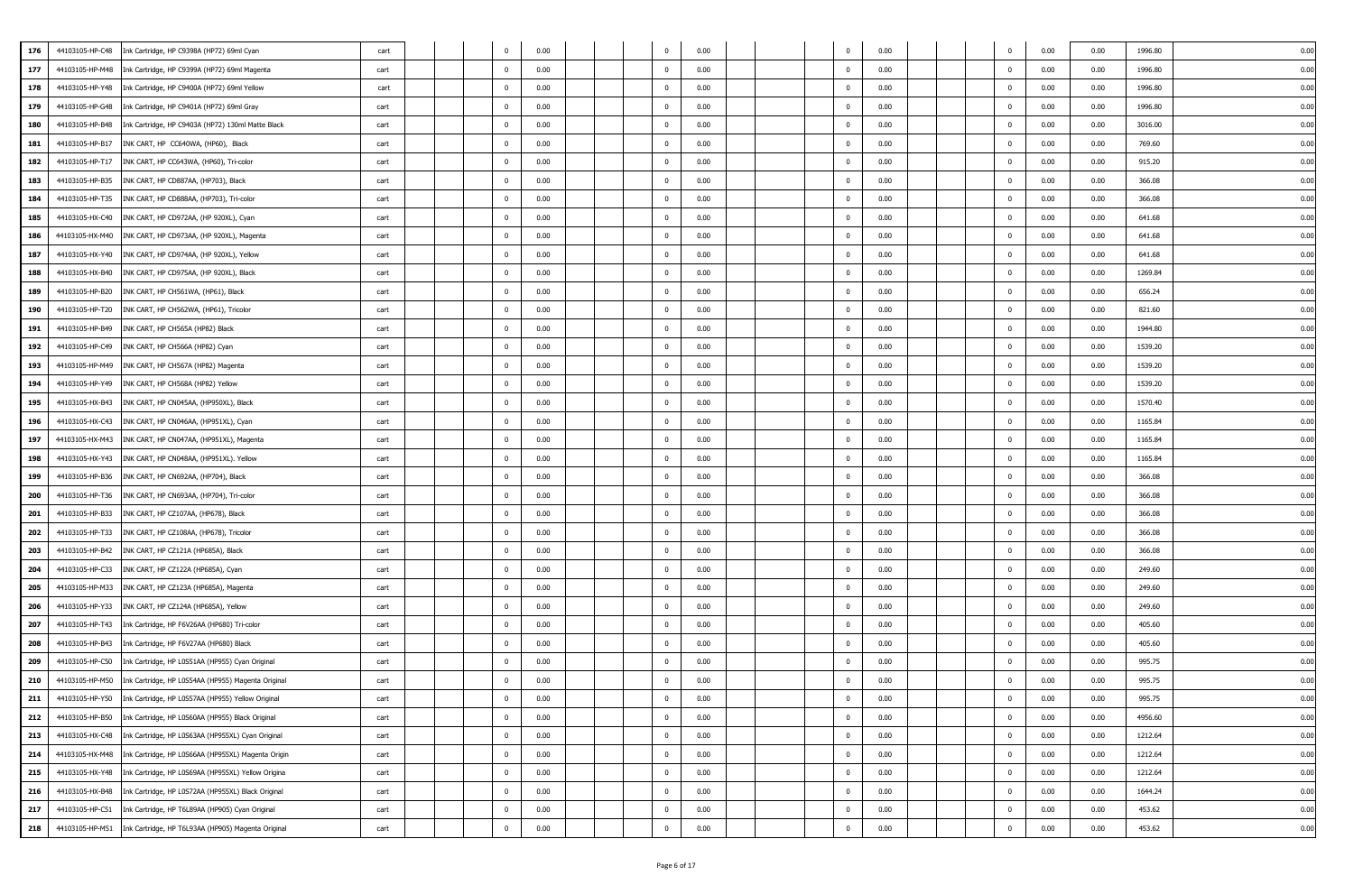| | | | | | | | | | | | | | | | | | | | | | | |
|---|---|---|---|---|---|---|---|---|---|---|---|---|---|---|---|---|---|---|---|---|---|---|
| 176 | 44103105-HP-C48 | Ink Cartridge, HP C9398A (HP72) 69ml Cyan | cart | | | 0 | 0.00 | | | 0 | 0.00 | | | 0 | 0.00 | | | 0 | 0.00 | 0.00 | 1996.80 | 0.00 |
| 177 | 44103105-HP-M48 | Ink Cartridge, HP C9399A (HP72) 69ml Magenta | cart | | | 0 | 0.00 | | | 0 | 0.00 | | | 0 | 0.00 | | | 0 | 0.00 | 0.00 | 1996.80 | 0.00 |
| 178 | 44103105-HP-Y48 | Ink Cartridge, HP C9400A (HP72) 69ml Yellow | cart | | | 0 | 0.00 | | | 0 | 0.00 | | | 0 | 0.00 | | | 0 | 0.00 | 0.00 | 1996.80 | 0.00 |
| 179 | 44103105-HP-G48 | Ink Cartridge, HP C9401A (HP72) 69ml Gray | cart | | | 0 | 0.00 | | | 0 | 0.00 | | | 0 | 0.00 | | | 0 | 0.00 | 0.00 | 1996.80 | 0.00 |
| 180 | 44103105-HP-B48 | Ink Cartridge, HP C9403A (HP72) 130ml Matte Black | cart | | | 0 | 0.00 | | | 0 | 0.00 | | | 0 | 0.00 | | | 0 | 0.00 | 0.00 | 3016.00 | 0.00 |
| 181 | 44103105-HP-B17 | INK CART, HP CC640WA, (HP60), Black | cart | | | 0 | 0.00 | | | 0 | 0.00 | | | 0 | 0.00 | | | 0 | 0.00 | 0.00 | 769.60 | 0.00 |
| 182 | 44103105-HP-T17 | INK CART, HP CC643WA, (HP60), Tri-color | cart | | | 0 | 0.00 | | | 0 | 0.00 | | | 0 | 0.00 | | | 0 | 0.00 | 0.00 | 915.20 | 0.00 |
| 183 | 44103105-HP-B35 | INK CART, HP CD887AA, (HP703), Black | cart | | | 0 | 0.00 | | | 0 | 0.00 | | | 0 | 0.00 | | | 0 | 0.00 | 0.00 | 366.08 | 0.00 |
| 184 | 44103105-HP-T35 | INK CART, HP CD888AA, (HP703), Tri-color | cart | | | 0 | 0.00 | | | 0 | 0.00 | | | 0 | 0.00 | | | 0 | 0.00 | 0.00 | 366.08 | 0.00 |
| 185 | 44103105-HX-C40 | INK CART, HP CD972AA, (HP 920XL), Cyan | cart | | | 0 | 0.00 | | | 0 | 0.00 | | | 0 | 0.00 | | | 0 | 0.00 | 0.00 | 641.68 | 0.00 |
| 186 | 44103105-HX-M40 | INK CART, HP CD973AA, (HP 920XL), Magenta | cart | | | 0 | 0.00 | | | 0 | 0.00 | | | 0 | 0.00 | | | 0 | 0.00 | 0.00 | 641.68 | 0.00 |
| 187 | 44103105-HX-Y40 | INK CART, HP CD974AA, (HP 920XL), Yellow | cart | | | 0 | 0.00 | | | 0 | 0.00 | | | 0 | 0.00 | | | 0 | 0.00 | 0.00 | 641.68 | 0.00 |
| 188 | 44103105-HX-B40 | INK CART, HP CD975AA, (HP 920XL), Black | cart | | | 0 | 0.00 | | | 0 | 0.00 | | | 0 | 0.00 | | | 0 | 0.00 | 0.00 | 1269.84 | 0.00 |
| 189 | 44103105-HP-B20 | INK CART, HP CH561WA, (HP61), Black | cart | | | 0 | 0.00 | | | 0 | 0.00 | | | 0 | 0.00 | | | 0 | 0.00 | 0.00 | 656.24 | 0.00 |
| 190 | 44103105-HP-T20 | INK CART, HP CH562WA, (HP61), Tricolor | cart | | | 0 | 0.00 | | | 0 | 0.00 | | | 0 | 0.00 | | | 0 | 0.00 | 0.00 | 821.60 | 0.00 |
| 191 | 44103105-HP-B49 | INK CART, HP CH565A (HP82) Black | cart | | | 0 | 0.00 | | | 0 | 0.00 | | | 0 | 0.00 | | | 0 | 0.00 | 0.00 | 1944.80 | 0.00 |
| 192 | 44103105-HP-C49 | INK CART, HP CH566A (HP82) Cyan | cart | | | 0 | 0.00 | | | 0 | 0.00 | | | 0 | 0.00 | | | 0 | 0.00 | 0.00 | 1539.20 | 0.00 |
| 193 | 44103105-HP-M49 | INK CART, HP CH567A (HP82) Magenta | cart | | | 0 | 0.00 | | | 0 | 0.00 | | | 0 | 0.00 | | | 0 | 0.00 | 0.00 | 1539.20 | 0.00 |
| 194 | 44103105-HP-Y49 | INK CART, HP CH568A (HP82) Yellow | cart | | | 0 | 0.00 | | | 0 | 0.00 | | | 0 | 0.00 | | | 0 | 0.00 | 0.00 | 1539.20 | 0.00 |
| 195 | 44103105-HX-B43 | INK CART, HP CN045AA, (HP950XL), Black | cart | | | 0 | 0.00 | | | 0 | 0.00 | | | 0 | 0.00 | | | 0 | 0.00 | 0.00 | 1570.40 | 0.00 |
| 196 | 44103105-HX-C43 | INK CART, HP CN046AA, (HP951XL), Cyan | cart | | | 0 | 0.00 | | | 0 | 0.00 | | | 0 | 0.00 | | | 0 | 0.00 | 0.00 | 1165.84 | 0.00 |
| 197 | 44103105-HX-M43 | INK CART, HP CN047AA, (HP951XL), Magenta | cart | | | 0 | 0.00 | | | 0 | 0.00 | | | 0 | 0.00 | | | 0 | 0.00 | 0.00 | 1165.84 | 0.00 |
| 198 | 44103105-HX-Y43 | INK CART, HP CN048AA, (HP951XL). Yellow | cart | | | 0 | 0.00 | | | 0 | 0.00 | | | 0 | 0.00 | | | 0 | 0.00 | 0.00 | 1165.84 | 0.00 |
| 199 | 44103105-HP-B36 | INK CART, HP CN692AA, (HP704), Black | cart | | | 0 | 0.00 | | | 0 | 0.00 | | | 0 | 0.00 | | | 0 | 0.00 | 0.00 | 366.08 | 0.00 |
| 200 | 44103105-HP-T36 | INK CART, HP CN693AA, (HP704), Tri-color | cart | | | 0 | 0.00 | | | 0 | 0.00 | | | 0 | 0.00 | | | 0 | 0.00 | 0.00 | 366.08 | 0.00 |
| 201 | 44103105-HP-B33 | INK CART, HP CZ107AA, (HP678), Black | cart | | | 0 | 0.00 | | | 0 | 0.00 | | | 0 | 0.00 | | | 0 | 0.00 | 0.00 | 366.08 | 0.00 |
| 202 | 44103105-HP-T33 | INK CART, HP CZ108AA, (HP678), Tricolor | cart | | | 0 | 0.00 | | | 0 | 0.00 | | | 0 | 0.00 | | | 0 | 0.00 | 0.00 | 366.08 | 0.00 |
| 203 | 44103105-HP-B42 | INK CART, HP CZ121A (HP685A), Black | cart | | | 0 | 0.00 | | | 0 | 0.00 | | | 0 | 0.00 | | | 0 | 0.00 | 0.00 | 366.08 | 0.00 |
| 204 | 44103105-HP-C33 | INK CART, HP CZ122A (HP685A), Cyan | cart | | | 0 | 0.00 | | | 0 | 0.00 | | | 0 | 0.00 | | | 0 | 0.00 | 0.00 | 249.60 | 0.00 |
| 205 | 44103105-HP-M33 | INK CART, HP CZ123A (HP685A), Magenta | cart | | | 0 | 0.00 | | | 0 | 0.00 | | | 0 | 0.00 | | | 0 | 0.00 | 0.00 | 249.60 | 0.00 |
| 206 | 44103105-HP-Y33 | INK CART, HP CZ124A (HP685A), Yellow | cart | | | 0 | 0.00 | | | 0 | 0.00 | | | 0 | 0.00 | | | 0 | 0.00 | 0.00 | 249.60 | 0.00 |
| 207 | 44103105-HP-T43 | Ink Cartridge, HP F6V26AA (HP680) Tri-color | cart | | | 0 | 0.00 | | | 0 | 0.00 | | | 0 | 0.00 | | | 0 | 0.00 | 0.00 | 405.60 | 0.00 |
| 208 | 44103105-HP-B43 | Ink Cartridge, HP F6V27AA (HP680) Black | cart | | | 0 | 0.00 | | | 0 | 0.00 | | | 0 | 0.00 | | | 0 | 0.00 | 0.00 | 405.60 | 0.00 |
| 209 | 44103105-HP-C50 | Ink Cartridge, HP L0S51AA (HP955) Cyan Original | cart | | | 0 | 0.00 | | | 0 | 0.00 | | | 0 | 0.00 | | | 0 | 0.00 | 0.00 | 995.75 | 0.00 |
| 210 | 44103105-HP-M50 | Ink Cartridge, HP L0S54AA (HP955) Magenta Original | cart | | | 0 | 0.00 | | | 0 | 0.00 | | | 0 | 0.00 | | | 0 | 0.00 | 0.00 | 995.75 | 0.00 |
| 211 | 44103105-HP-Y50 | Ink Cartridge, HP L0S57AA (HP955) Yellow Original | cart | | | 0 | 0.00 | | | 0 | 0.00 | | | 0 | 0.00 | | | 0 | 0.00 | 0.00 | 995.75 | 0.00 |
| 212 | 44103105-HP-B50 | Ink Cartridge, HP L0S60AA (HP955) Black Original | cart | | | 0 | 0.00 | | | 0 | 0.00 | | | 0 | 0.00 | | | 0 | 0.00 | 0.00 | 4956.60 | 0.00 |
| 213 | 44103105-HX-C48 | Ink Cartridge, HP L0S63AA (HP955XL) Cyan Original | cart | | | 0 | 0.00 | | | 0 | 0.00 | | | 0 | 0.00 | | | 0 | 0.00 | 0.00 | 1212.64 | 0.00 |
| 214 | 44103105-HX-M48 | Ink Cartridge, HP L0S66AA (HP955XL) Magenta Origin | cart | | | 0 | 0.00 | | | 0 | 0.00 | | | 0 | 0.00 | | | 0 | 0.00 | 0.00 | 1212.64 | 0.00 |
| 215 | 44103105-HX-Y48 | Ink Cartridge, HP L0S69AA (HP955XL) Yellow Origina | cart | | | 0 | 0.00 | | | 0 | 0.00 | | | 0 | 0.00 | | | 0 | 0.00 | 0.00 | 1212.64 | 0.00 |
| 216 | 44103105-HX-B48 | Ink Cartridge, HP L0S72AA (HP955XL) Black Original | cart | | | 0 | 0.00 | | | 0 | 0.00 | | | 0 | 0.00 | | | 0 | 0.00 | 0.00 | 1644.24 | 0.00 |
| 217 | 44103105-HP-C51 | Ink Cartridge, HP T6L89AA (HP905) Cyan Original | cart | | | 0 | 0.00 | | | 0 | 0.00 | | | 0 | 0.00 | | | 0 | 0.00 | 0.00 | 453.62 | 0.00 |
| 218 | 44103105-HP-M51 | Ink Cartridge, HP T6L93AA (HP905) Magenta Original | cart | | | 0 | 0.00 | | | 0 | 0.00 | | | 0 | 0.00 | | | 0 | 0.00 | 0.00 | 453.62 | 0.00 |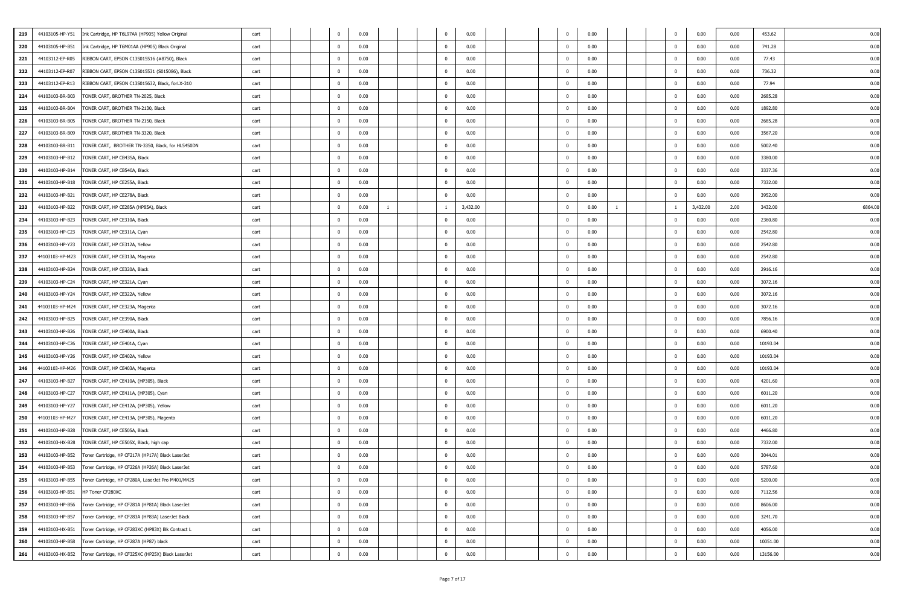| | | | | | | | | | | | | | | | | | | | | | | | | | | |
|---|---|---|---|---|---|---|---|---|---|---|---|---|---|---|---|---|---|---|---|---|---|---|---|---|---|---|
| 219 | 44103105-HP-Y51 | Ink Cartridge, HP T6L97AA (HP905) Yellow Original | cart | | | | 0 | 0.00 | | | | 0 | 0.00 | | | | 0 | 0.00 | | | | 0 | 0.00 | 0.00 | 453.62 | 0.00 |
| 220 | 44103105-HP-B51 | Ink Cartridge, HP T6M01AA (HP905) Black Original | cart | | | | 0 | 0.00 | | | | 0 | 0.00 | | | | 0 | 0.00 | | | | 0 | 0.00 | 0.00 | 741.28 | 0.00 |
| 221 | 44103112-EP-R05 | RIBBON CART, EPSON C13S015516 (#8750), Black | cart | | | | 0 | 0.00 | | | | 0 | 0.00 | | | | 0 | 0.00 | | | | 0 | 0.00 | 0.00 | 77.43 | 0.00 |
| 222 | 44103112-EP-R07 | RIBBON CART, EPSON C13S015531 (S015086), Black | cart | | | | 0 | 0.00 | | | | 0 | 0.00 | | | | 0 | 0.00 | | | | 0 | 0.00 | 0.00 | 736.32 | 0.00 |
| 223 | 44103112-EP-R13 | RIBBON CART, EPSON C13S015632, Black, forLX-310 | cart | | | | 0 | 0.00 | | | | 0 | 0.00 | | | | 0 | 0.00 | | | | 0 | 0.00 | 0.00 | 77.94 | 0.00 |
| 224 | 44103103-BR-B03 | TONER CART, BROTHER TN-2025, Black | cart | | | | 0 | 0.00 | | | | 0 | 0.00 | | | | 0 | 0.00 | | | | 0 | 0.00 | 0.00 | 2685.28 | 0.00 |
| 225 | 44103103-BR-B04 | TONER CART, BROTHER TN-2130, Black | cart | | | | 0 | 0.00 | | | | 0 | 0.00 | | | | 0 | 0.00 | | | | 0 | 0.00 | 0.00 | 1892.80 | 0.00 |
| 226 | 44103103-BR-B05 | TONER CART, BROTHER TN-2150, Black | cart | | | | 0 | 0.00 | | | | 0 | 0.00 | | | | 0 | 0.00 | | | | 0 | 0.00 | 0.00 | 2685.28 | 0.00 |
| 227 | 44103103-BR-B09 | TONER CART, BROTHER TN-3320, Black | cart | | | | 0 | 0.00 | | | | 0 | 0.00 | | | | 0 | 0.00 | | | | 0 | 0.00 | 0.00 | 3567.20 | 0.00 |
| 228 | 44103103-BR-B11 | TONER CART, BROTHER TN-3350, Black, for HL5450DN | cart | | | | 0 | 0.00 | | | | 0 | 0.00 | | | | 0 | 0.00 | | | | 0 | 0.00 | 0.00 | 5002.40 | 0.00 |
| 229 | 44103103-HP-B12 | TONER CART, HP CB435A, Black | cart | | | | 0 | 0.00 | | | | 0 | 0.00 | | | | 0 | 0.00 | | | | 0 | 0.00 | 0.00 | 3380.00 | 0.00 |
| 230 | 44103103-HP-B14 | TONER CART, HP CB540A, Black | cart | | | | 0 | 0.00 | | | | 0 | 0.00 | | | | 0 | 0.00 | | | | 0 | 0.00 | 0.00 | 3337.36 | 0.00 |
| 231 | 44103103-HP-B18 | TONER CART, HP CE255A, Black | cart | | | | 0 | 0.00 | | | | 0 | 0.00 | | | | 0 | 0.00 | | | | 0 | 0.00 | 0.00 | 7332.00 | 0.00 |
| 232 | 44103103-HP-B21 | TONER CART, HP CE278A, Black | cart | | | | 0 | 0.00 | | | | 0 | 0.00 | | | | 0 | 0.00 | | | | 0 | 0.00 | 0.00 | 3952.00 | 0.00 |
| 233 | 44103103-HP-B22 | TONER CART, HP CE285A (HP85A), Black | cart | | | | 0 | 0.00 | 1 | | | 1 | 3,432.00 | | | | 0 | 0.00 | 1 | | | 1 | 3,432.00 | 2.00 | 3432.00 | 6864.00 |
| 234 | 44103103-HP-B23 | TONER CART, HP CE310A, Black | cart | | | | 0 | 0.00 | | | | 0 | 0.00 | | | | 0 | 0.00 | | | | 0 | 0.00 | 0.00 | 2360.80 | 0.00 |
| 235 | 44103103-HP-C23 | TONER CART, HP CE311A, Cyan | cart | | | | 0 | 0.00 | | | | 0 | 0.00 | | | | 0 | 0.00 | | | | 0 | 0.00 | 0.00 | 2542.80 | 0.00 |
| 236 | 44103103-HP-Y23 | TONER CART, HP CE312A, Yellow | cart | | | | 0 | 0.00 | | | | 0 | 0.00 | | | | 0 | 0.00 | | | | 0 | 0.00 | 0.00 | 2542.80 | 0.00 |
| 237 | 44103103-HP-M23 | TONER CART, HP CE313A, Magenta | cart | | | | 0 | 0.00 | | | | 0 | 0.00 | | | | 0 | 0.00 | | | | 0 | 0.00 | 0.00 | 2542.80 | 0.00 |
| 238 | 44103103-HP-B24 | TONER CART, HP CE320A, Black | cart | | | | 0 | 0.00 | | | | 0 | 0.00 | | | | 0 | 0.00 | | | | 0 | 0.00 | 0.00 | 2916.16 | 0.00 |
| 239 | 44103103-HP-C24 | TONER CART, HP CE321A, Cyan | cart | | | | 0 | 0.00 | | | | 0 | 0.00 | | | | 0 | 0.00 | | | | 0 | 0.00 | 0.00 | 3072.16 | 0.00 |
| 240 | 44103103-HP-Y24 | TONER CART, HP CE322A, Yellow | cart | | | | 0 | 0.00 | | | | 0 | 0.00 | | | | 0 | 0.00 | | | | 0 | 0.00 | 0.00 | 3072.16 | 0.00 |
| 241 | 44103103-HP-M24 | TONER CART, HP CE323A, Magenta | cart | | | | 0 | 0.00 | | | | 0 | 0.00 | | | | 0 | 0.00 | | | | 0 | 0.00 | 0.00 | 3072.16 | 0.00 |
| 242 | 44103103-HP-B25 | TONER CART, HP CE390A, Black | cart | | | | 0 | 0.00 | | | | 0 | 0.00 | | | | 0 | 0.00 | | | | 0 | 0.00 | 0.00 | 7856.16 | 0.00 |
| 243 | 44103103-HP-B26 | TONER CART, HP CE400A, Black | cart | | | | 0 | 0.00 | | | | 0 | 0.00 | | | | 0 | 0.00 | | | | 0 | 0.00 | 0.00 | 6900.40 | 0.00 |
| 244 | 44103103-HP-C26 | TONER CART, HP CE401A, Cyan | cart | | | | 0 | 0.00 | | | | 0 | 0.00 | | | | 0 | 0.00 | | | | 0 | 0.00 | 0.00 | 10193.04 | 0.00 |
| 245 | 44103103-HP-Y26 | TONER CART, HP CE402A, Yellow | cart | | | | 0 | 0.00 | | | | 0 | 0.00 | | | | 0 | 0.00 | | | | 0 | 0.00 | 0.00 | 10193.04 | 0.00 |
| 246 | 44103103-HP-M26 | TONER CART, HP CE403A, Magenta | cart | | | | 0 | 0.00 | | | | 0 | 0.00 | | | | 0 | 0.00 | | | | 0 | 0.00 | 0.00 | 10193.04 | 0.00 |
| 247 | 44103103-HP-B27 | TONER CART, HP CE410A, (HP305), Black | cart | | | | 0 | 0.00 | | | | 0 | 0.00 | | | | 0 | 0.00 | | | | 0 | 0.00 | 0.00 | 4201.60 | 0.00 |
| 248 | 44103103-HP-C27 | TONER CART, HP CE411A, (HP305), Cyan | cart | | | | 0 | 0.00 | | | | 0 | 0.00 | | | | 0 | 0.00 | | | | 0 | 0.00 | 0.00 | 6011.20 | 0.00 |
| 249 | 44103103-HP-Y27 | TONER CART, HP CE412A, (HP305), Yellow | cart | | | | 0 | 0.00 | | | | 0 | 0.00 | | | | 0 | 0.00 | | | | 0 | 0.00 | 0.00 | 6011.20 | 0.00 |
| 250 | 44103103-HP-M27 | TONER CART, HP CE413A, (HP305), Magenta | cart | | | | 0 | 0.00 | | | | 0 | 0.00 | | | | 0 | 0.00 | | | | 0 | 0.00 | 0.00 | 6011.20 | 0.00 |
| 251 | 44103103-HP-B28 | TONER CART, HP CE505A, Black | cart | | | | 0 | 0.00 | | | | 0 | 0.00 | | | | 0 | 0.00 | | | | 0 | 0.00 | 0.00 | 4466.80 | 0.00 |
| 252 | 44103103-HX-B28 | TONER CART, HP CE505X, Black, high cap | cart | | | | 0 | 0.00 | | | | 0 | 0.00 | | | | 0 | 0.00 | | | | 0 | 0.00 | 0.00 | 7332.00 | 0.00 |
| 253 | 44103103-HP-B52 | Toner Cartridge, HP CF217A (HP17A) Black LaserJet | cart | | | | 0 | 0.00 | | | | 0 | 0.00 | | | | 0 | 0.00 | | | | 0 | 0.00 | 0.00 | 3044.01 | 0.00 |
| 254 | 44103103-HP-B53 | Toner Cartridge, HP CF226A (HP26A) Black LaserJet | cart | | | | 0 | 0.00 | | | | 0 | 0.00 | | | | 0 | 0.00 | | | | 0 | 0.00 | 0.00 | 5787.60 | 0.00 |
| 255 | 44103103-HP-B55 | Toner Cartridge, HP CF280A, LaserJet Pro M401/M425 | cart | | | | 0 | 0.00 | | | | 0 | 0.00 | | | | 0 | 0.00 | | | | 0 | 0.00 | 0.00 | 5200.00 | 0.00 |
| 256 | 44103103-HP-B51 | HP Toner CF280XC | cart | | | | 0 | 0.00 | | | | 0 | 0.00 | | | | 0 | 0.00 | | | | 0 | 0.00 | 0.00 | 7112.56 | 0.00 |
| 257 | 44103103-HP-B56 | Toner Cartridge, HP CF281A (HP81A) Black LaserJet | cart | | | | 0 | 0.00 | | | | 0 | 0.00 | | | | 0 | 0.00 | | | | 0 | 0.00 | 0.00 | 8606.00 | 0.00 |
| 258 | 44103103-HP-B57 | Toner Cartridge, HP CF283A (HP83A) LaserJet Black | cart | | | | 0 | 0.00 | | | | 0 | 0.00 | | | | 0 | 0.00 | | | | 0 | 0.00 | 0.00 | 3241.70 | 0.00 |
| 259 | 44103103-HX-B51 | Toner Cartridge, HP CF283XC (HP83X) Blk Contract L | cart | | | | 0 | 0.00 | | | | 0 | 0.00 | | | | 0 | 0.00 | | | | 0 | 0.00 | 0.00 | 4056.00 | 0.00 |
| 260 | 44103103-HP-B58 | Toner Cartridge, HP CF287A (HP87) black | cart | | | | 0 | 0.00 | | | | 0 | 0.00 | | | | 0 | 0.00 | | | | 0 | 0.00 | 0.00 | 10051.00 | 0.00 |
| 261 | 44103103-HX-B52 | Toner Cartridge, HP CF325XC (HP25X) Black LaserJet | cart | | | | 0 | 0.00 | | | | 0 | 0.00 | | | | 0 | 0.00 | | | | 0 | 0.00 | 0.00 | 13156.00 | 0.00 |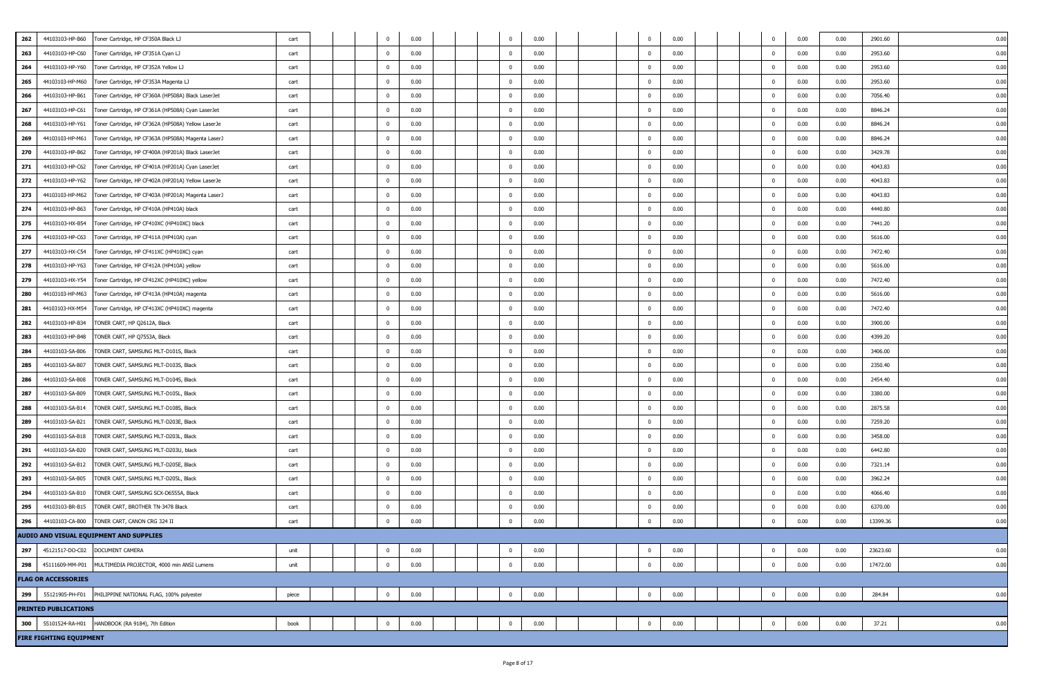| | | | | | | | | | | | | | | | | | | | | | | | | | | |
|---|---|---|---|---|---|---|---|---|---|---|---|---|---|---|---|---|---|---|---|---|---|---|---|---|---|---|
| 262 | 44103103-HP-B60 | Toner Cartridge, HP CF350A Black LJ | cart | | | | 0 | 0.00 | | | | 0 | 0.00 | | | | 0 | 0.00 | | | | 0 | 0.00 | 0.00 | 2901.60 | 0.00 |
| 263 | 44103103-HP-C60 | Toner Cartridge, HP CF351A Cyan LJ | cart | | | | 0 | 0.00 | | | | 0 | 0.00 | | | | 0 | 0.00 | | | | 0 | 0.00 | 0.00 | 2953.60 | 0.00 |
| 264 | 44103103-HP-Y60 | Toner Cartridge, HP CF352A Yellow LJ | cart | | | | 0 | 0.00 | | | | 0 | 0.00 | | | | 0 | 0.00 | | | | 0 | 0.00 | 0.00 | 2953.60 | 0.00 |
| 265 | 44103103-HP-M60 | Toner Cartridge, HP CF353A Magenta LJ | cart | | | | 0 | 0.00 | | | | 0 | 0.00 | | | | 0 | 0.00 | | | | 0 | 0.00 | 0.00 | 2953.60 | 0.00 |
| 266 | 44103103-HP-B61 | Toner Cartridge, HP CF360A (HP508A) Black LaserJet | cart | | | | 0 | 0.00 | | | | 0 | 0.00 | | | | 0 | 0.00 | | | | 0 | 0.00 | 0.00 | 7056.40 | 0.00 |
| 267 | 44103103-HP-C61 | Toner Cartridge, HP CF361A (HP508A) Cyan LaserJet | cart | | | | 0 | 0.00 | | | | 0 | 0.00 | | | | 0 | 0.00 | | | | 0 | 0.00 | 0.00 | 8846.24 | 0.00 |
| 268 | 44103103-HP-Y61 | Toner Cartridge, HP CF362A (HP508A) Yellow LaserJe | cart | | | | 0 | 0.00 | | | | 0 | 0.00 | | | | 0 | 0.00 | | | | 0 | 0.00 | 0.00 | 8846.24 | 0.00 |
| 269 | 44103103-HP-M61 | Toner Cartridge, HP CF363A (HP508A) Magenta LaserJ | cart | | | | 0 | 0.00 | | | | 0 | 0.00 | | | | 0 | 0.00 | | | | 0 | 0.00 | 0.00 | 8846.24 | 0.00 |
| 270 | 44103103-HP-B62 | Toner Cartridge, HP CF400A (HP201A) Black LaserJet | cart | | | | 0 | 0.00 | | | | 0 | 0.00 | | | | 0 | 0.00 | | | | 0 | 0.00 | 0.00 | 3429.78 | 0.00 |
| 271 | 44103103-HP-C62 | Toner Cartridge, HP CF401A (HP201A) Cyan LaserJet | cart | | | | 0 | 0.00 | | | | 0 | 0.00 | | | | 0 | 0.00 | | | | 0 | 0.00 | 0.00 | 4043.83 | 0.00 |
| 272 | 44103103-HP-Y62 | Toner Cartridge, HP CF402A (HP201A) Yellow LaserJe | cart | | | | 0 | 0.00 | | | | 0 | 0.00 | | | | 0 | 0.00 | | | | 0 | 0.00 | 0.00 | 4043.83 | 0.00 |
| 273 | 44103103-HP-M62 | Toner Cartridge, HP CF403A (HP201A) Magenta LaserJ | cart | | | | 0 | 0.00 | | | | 0 | 0.00 | | | | 0 | 0.00 | | | | 0 | 0.00 | 0.00 | 4043.83 | 0.00 |
| 274 | 44103103-HP-B63 | Toner Cartridge, HP CF410A (HP410A) black | cart | | | | 0 | 0.00 | | | | 0 | 0.00 | | | | 0 | 0.00 | | | | 0 | 0.00 | 0.00 | 4440.80 | 0.00 |
| 275 | 44103103-HX-B54 | Toner Cartridge, HP CF410XC (HP410XC) black | cart | | | | 0 | 0.00 | | | | 0 | 0.00 | | | | 0 | 0.00 | | | | 0 | 0.00 | 0.00 | 7441.20 | 0.00 |
| 276 | 44103103-HP-C63 | Toner Cartridge, HP CF411A (HP410A) cyan | cart | | | | 0 | 0.00 | | | | 0 | 0.00 | | | | 0 | 0.00 | | | | 0 | 0.00 | 0.00 | 5616.00 | 0.00 |
| 277 | 44103103-HX-C54 | Toner Cartridge, HP CF411XC (HP410XC) cyan | cart | | | | 0 | 0.00 | | | | 0 | 0.00 | | | | 0 | 0.00 | | | | 0 | 0.00 | 0.00 | 7472.40 | 0.00 |
| 278 | 44103103-HP-Y63 | Toner Cartridge, HP CF412A (HP410A) yellow | cart | | | | 0 | 0.00 | | | | 0 | 0.00 | | | | 0 | 0.00 | | | | 0 | 0.00 | 0.00 | 5616.00 | 0.00 |
| 279 | 44103103-HX-Y54 | Toner Cartridge, HP CF412XC (HP410XC) yellow | cart | | | | 0 | 0.00 | | | | 0 | 0.00 | | | | 0 | 0.00 | | | | 0 | 0.00 | 0.00 | 7472.40 | 0.00 |
| 280 | 44103103-HP-M63 | Toner Cartridge, HP CF413A (HP410A) magenta | cart | | | | 0 | 0.00 | | | | 0 | 0.00 | | | | 0 | 0.00 | | | | 0 | 0.00 | 0.00 | 5616.00 | 0.00 |
| 281 | 44103103-HX-M54 | Toner Cartridge, HP CF413XC (HP410XC) magenta | cart | | | | 0 | 0.00 | | | | 0 | 0.00 | | | | 0 | 0.00 | | | | 0 | 0.00 | 0.00 | 7472.40 | 0.00 |
| 282 | 44103103-HP-B34 | TONER CART, HP Q2612A, Black | cart | | | | 0 | 0.00 | | | | 0 | 0.00 | | | | 0 | 0.00 | | | | 0 | 0.00 | 0.00 | 3900.00 | 0.00 |
| 283 | 44103103-HP-B48 | TONER CART, HP Q7553A, Black | cart | | | | 0 | 0.00 | | | | 0 | 0.00 | | | | 0 | 0.00 | | | | 0 | 0.00 | 0.00 | 4399.20 | 0.00 |
| 284 | 44103103-SA-B06 | TONER CART, SAMSUNG MLT-D101S, Black | cart | | | | 0 | 0.00 | | | | 0 | 0.00 | | | | 0 | 0.00 | | | | 0 | 0.00 | 0.00 | 3406.00 | 0.00 |
| 285 | 44103103-SA-B07 | TONER CART, SAMSUNG MLT-D103S, Black | cart | | | | 0 | 0.00 | | | | 0 | 0.00 | | | | 0 | 0.00 | | | | 0 | 0.00 | 0.00 | 2350.40 | 0.00 |
| 286 | 44103103-SA-B08 | TONER CART, SAMSUNG MLT-D104S, Black | cart | | | | 0 | 0.00 | | | | 0 | 0.00 | | | | 0 | 0.00 | | | | 0 | 0.00 | 0.00 | 2454.40 | 0.00 |
| 287 | 44103103-SA-B09 | TONER CART, SAMSUNG MLT-D105L, Black | cart | | | | 0 | 0.00 | | | | 0 | 0.00 | | | | 0 | 0.00 | | | | 0 | 0.00 | 0.00 | 3380.00 | 0.00 |
| 288 | 44103103-SA-B14 | TONER CART, SAMSUNG MLT-D108S, Black | cart | | | | 0 | 0.00 | | | | 0 | 0.00 | | | | 0 | 0.00 | | | | 0 | 0.00 | 0.00 | 2875.58 | 0.00 |
| 289 | 44103103-SA-B21 | TONER CART, SAMSUNG MLT-D203E, Black | cart | | | | 0 | 0.00 | | | | 0 | 0.00 | | | | 0 | 0.00 | | | | 0 | 0.00 | 0.00 | 7259.20 | 0.00 |
| 290 | 44103103-SA-B18 | TONER CART, SAMSUNG MLT-D203L, Black | cart | | | | 0 | 0.00 | | | | 0 | 0.00 | | | | 0 | 0.00 | | | | 0 | 0.00 | 0.00 | 3458.00 | 0.00 |
| 291 | 44103103-SA-B20 | TONER CART, SAMSUNG MLT-D203U, black | cart | | | | 0 | 0.00 | | | | 0 | 0.00 | | | | 0 | 0.00 | | | | 0 | 0.00 | 0.00 | 6442.80 | 0.00 |
| 292 | 44103103-SA-B12 | TONER CART, SAMSUNG MLT-D205E, Black | cart | | | | 0 | 0.00 | | | | 0 | 0.00 | | | | 0 | 0.00 | | | | 0 | 0.00 | 0.00 | 7321.14 | 0.00 |
| 293 | 44103103-SA-B05 | TONER CART, SAMSUNG MLT-D205L, Black | cart | | | | 0 | 0.00 | | | | 0 | 0.00 | | | | 0 | 0.00 | | | | 0 | 0.00 | 0.00 | 3962.24 | 0.00 |
| 294 | 44103103-SA-B10 | TONER CART, SAMSUNG SCX-D6555A, Black | cart | | | | 0 | 0.00 | | | | 0 | 0.00 | | | | 0 | 0.00 | | | | 0 | 0.00 | 0.00 | 4066.40 | 0.00 |
| 295 | 44103103-BR-B15 | TONER CART, BROTHER TN-3478 Black | cart | | | | 0 | 0.00 | | | | 0 | 0.00 | | | | 0 | 0.00 | | | | 0 | 0.00 | 0.00 | 6370.00 | 0.00 |
| 296 | 44103103-CA-B00 | TONER CART, CANON CRG 324 II | cart | | | | 0 | 0.00 | | | | 0 | 0.00 | | | | 0 | 0.00 | | | | 0 | 0.00 | 0.00 | 13399.36 | 0.00 |
| **AUDIO AND VISUAL EQUIPMENT AND SUPPLIES** | | | | | | | | | | | | | | | | | | | | | | | | | | |
| 297 | 45121517-DO-C02 | DOCUMENT CAMERA | unit | | | | 0 | 0.00 | | | | 0 | 0.00 | | | | 0 | 0.00 | | | | 0 | 0.00 | 0.00 | 23623.60 | 0.00 |
| 298 | 45111609-MM-P01 | MULTIMEDIA PROJECTOR, 4000 min ANSI Lumens | unit | | | | 0 | 0.00 | | | | 0 | 0.00 | | | | 0 | 0.00 | | | | 0 | 0.00 | 0.00 | 17472.00 | 0.00 |
| **FLAG OR ACCESSORIES** | | | | | | | | | | | | | | | | | | | | | | | | | | |
| 299 | 55121905-PH-F01 | PHILIPPINE NATIONAL FLAG, 100% polyester | piece | | | | 0 | 0.00 | | | | 0 | 0.00 | | | | 0 | 0.00 | | | | 0 | 0.00 | 0.00 | 284.84 | 0.00 |
| **PRINTED PUBLICATIONS** | | | | | | | | | | | | | | | | | | | | | | | | | | |
| 300 | 55101524-RA-H01 | HANDBOOK (RA 9184), 7th Edition | book | | | | 0 | 0.00 | | | | 0 | 0.00 | | | | 0 | 0.00 | | | | 0 | 0.00 | 0.00 | 37.21 | 0.00 |
| **FIRE FIGHTING EQUIPMENT** | | | | | | | | | | | | | | | | | | | | | | | | | | |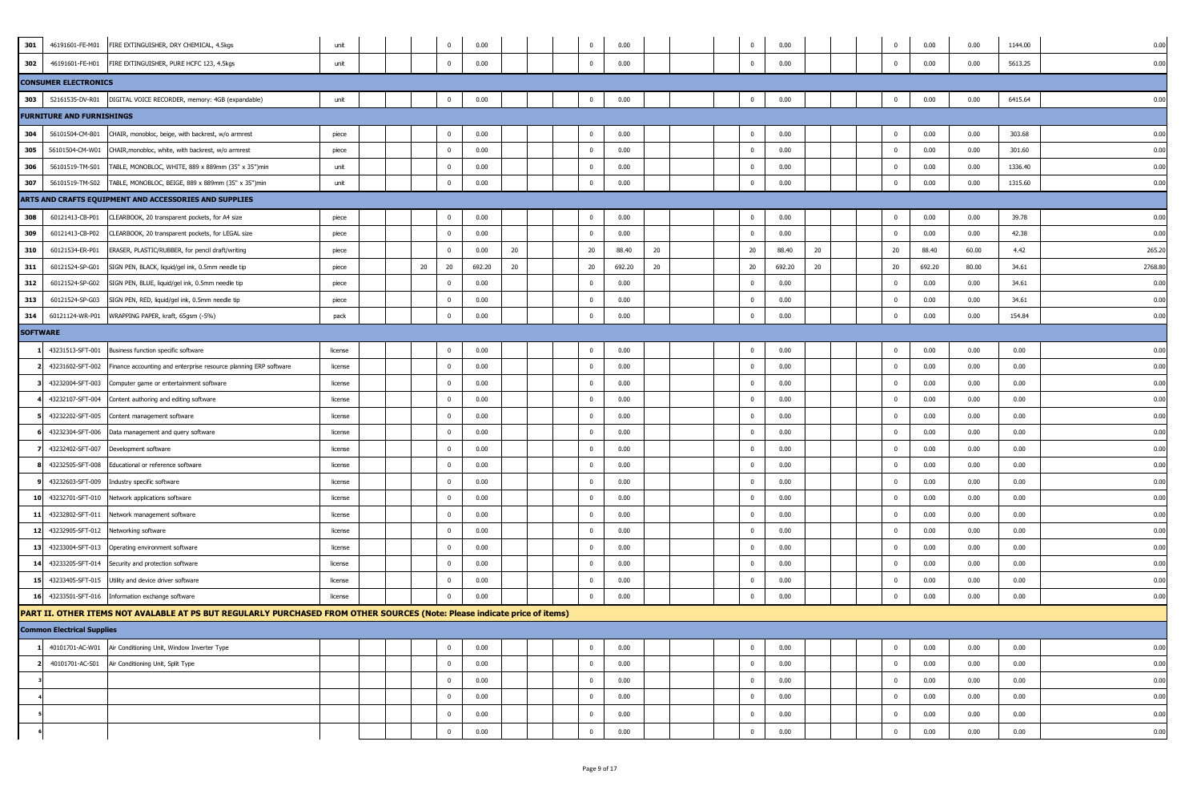| | | | | | | | | | | | | | | | | | | | | | | | | | | |
|---|---|---|---|---|---|---|---|---|---|---|---|---|---|---|---|---|---|---|---|---|---|---|---|---|---|---|
| 301 | 46191601-FE-M01 | FIRE EXTINGUISHER, DRY CHEMICAL, 4.5kgs | unit | | | | 0 | 0.00 | | | | 0 | 0.00 | | | | 0 | 0.00 | | | | 0 | 0.00 | 0.00 | 1144.00 | 0.00 |
| 302 | 46191601-FE-H01 | FIRE EXTINGUISHER, PURE HCFC 123, 4.5kgs | unit | | | | 0 | 0.00 | | | | 0 | 0.00 | | | | 0 | 0.00 | | | | 0 | 0.00 | 0.00 | 5613.25 | 0.00 |
| **CONSUMER ELECTRONICS** | | | | | | | | | | | | | | | | | | | | | | | | | | |
| 303 | 52161535-DV-R01 | DIGITAL VOICE RECORDER, memory: 4GB (expandable) | unit | | | | 0 | 0.00 | | | | 0 | 0.00 | | | | 0 | 0.00 | | | | 0 | 0.00 | 0.00 | 6415.64 | 0.00 |
| **FURNITURE AND FURNISHINGS** | | | | | | | | | | | | | | | | | | | | | | | | | | |
| 304 | 56101504-CM-B01 | CHAIR, monobloc, beige, with backrest, w/o armrest | piece | | | | 0 | 0.00 | | | | 0 | 0.00 | | | | 0 | 0.00 | | | | 0 | 0.00 | 0.00 | 303.68 | 0.00 |
| 305 | 56101504-CM-W01 | CHAIR,monobloc, white, with backrest, w/o armrest | piece | | | | 0 | 0.00 | | | | 0 | 0.00 | | | | 0 | 0.00 | | | | 0 | 0.00 | 0.00 | 301.60 | 0.00 |
| 306 | 56101519-TM-S01 | TABLE, MONOBLOC, WHITE, 889 x 889mm (35" x 35")min | unit | | | | 0 | 0.00 | | | | 0 | 0.00 | | | | 0 | 0.00 | | | | 0 | 0.00 | 0.00 | 1336.40 | 0.00 |
| 307 | 56101519-TM-S02 | TABLE, MONOBLOC, BEIGE, 889 x 889mm (35" x 35")min | unit | | | | 0 | 0.00 | | | | 0 | 0.00 | | | | 0 | 0.00 | | | | 0 | 0.00 | 0.00 | 1315.60 | 0.00 |
| **ARTS AND CRAFTS EQUIPMENT AND ACCESSORIES AND SUPPLIES** | | | | | | | | | | | | | | | | | | | | | | | | | | |
| 308 | 60121413-CB-P01 | CLEARBOOK, 20 transparent pockets, for A4 size | piece | | | | 0 | 0.00 | | | | 0 | 0.00 | | | | 0 | 0.00 | | | | 0 | 0.00 | 0.00 | 39.78 | 0.00 |
| 309 | 60121413-CB-P02 | CLEARBOOK, 20 transparent pockets, for LEGAL size | piece | | | | 0 | 0.00 | | | | 0 | 0.00 | | | | 0 | 0.00 | | | | 0 | 0.00 | 0.00 | 42.38 | 0.00 |
| 310 | 60121534-ER-P01 | ERASER, PLASTIC/RUBBER, for pencil draft/writing | piece | | | | 0 | 0.00 | 20 | | | 20 | 88.40 | 20 | | | 20 | 88.40 | 20 | | | 20 | 88.40 | 60.00 | 4.42 | 265.20 |
| 311 | 60121524-SP-G01 | SIGN PEN, BLACK, liquid/gel ink, 0.5mm needle tip | piece | | | 20 | 20 | 692.20 | 20 | | | 20 | 692.20 | 20 | | | 20 | 692.20 | 20 | | | 20 | 692.20 | 80.00 | 34.61 | 2768.80 |
| 312 | 60121524-SP-G02 | SIGN PEN, BLUE, liquid/gel ink, 0.5mm needle tip | piece | | | | 0 | 0.00 | | | | 0 | 0.00 | | | | 0 | 0.00 | | | | 0 | 0.00 | 0.00 | 34.61 | 0.00 |
| 313 | 60121524-SP-G03 | SIGN PEN, RED, liquid/gel ink, 0.5mm needle tip | piece | | | | 0 | 0.00 | | | | 0 | 0.00 | | | | 0 | 0.00 | | | | 0 | 0.00 | 0.00 | 34.61 | 0.00 |
| 314 | 60121124-WR-P01 | WRAPPING PAPER, kraft, 65gsm (-5%) | pack | | | | 0 | 0.00 | | | | 0 | 0.00 | | | | 0 | 0.00 | | | | 0 | 0.00 | 0.00 | 154.84 | 0.00 |
| **SOFTWARE** | | | | | | | | | | | | | | | | | | | | | | | | | | |
| 1 | 43231513-SFT-001 | Business function specific software | license | | | | 0 | 0.00 | | | | 0 | 0.00 | | | | 0 | 0.00 | | | | 0 | 0.00 | 0.00 | 0.00 | 0.00 |
| 2 | 43231602-SFT-002 | Finance accounting and enterprise resource planning ERP software | license | | | | 0 | 0.00 | | | | 0 | 0.00 | | | | 0 | 0.00 | | | | 0 | 0.00 | 0.00 | 0.00 | 0.00 |
| 3 | 43232004-SFT-003 | Computer game or entertainment software | license | | | | 0 | 0.00 | | | | 0 | 0.00 | | | | 0 | 0.00 | | | | 0 | 0.00 | 0.00 | 0.00 | 0.00 |
| 4 | 43232107-SFT-004 | Content authoring and editing software | license | | | | 0 | 0.00 | | | | 0 | 0.00 | | | | 0 | 0.00 | | | | 0 | 0.00 | 0.00 | 0.00 | 0.00 |
| 5 | 43232202-SFT-005 | Content management software | license | | | | 0 | 0.00 | | | | 0 | 0.00 | | | | 0 | 0.00 | | | | 0 | 0.00 | 0.00 | 0.00 | 0.00 |
| 6 | 43232304-SFT-006 | Data management and query software | license | | | | 0 | 0.00 | | | | 0 | 0.00 | | | | 0 | 0.00 | | | | 0 | 0.00 | 0.00 | 0.00 | 0.00 |
| 7 | 43232402-SFT-007 | Development software | license | | | | 0 | 0.00 | | | | 0 | 0.00 | | | | 0 | 0.00 | | | | 0 | 0.00 | 0.00 | 0.00 | 0.00 |
| 8 | 43232505-SFT-008 | Educational or reference software | license | | | | 0 | 0.00 | | | | 0 | 0.00 | | | | 0 | 0.00 | | | | 0 | 0.00 | 0.00 | 0.00 | 0.00 |
| 9 | 43232603-SFT-009 | Industry specific software | license | | | | 0 | 0.00 | | | | 0 | 0.00 | | | | 0 | 0.00 | | | | 0 | 0.00 | 0.00 | 0.00 | 0.00 |
| 10 | 43232701-SFT-010 | Network applications software | license | | | | 0 | 0.00 | | | | 0 | 0.00 | | | | 0 | 0.00 | | | | 0 | 0.00 | 0.00 | 0.00 | 0.00 |
| 11 | 43232802-SFT-011 | Network management software | license | | | | 0 | 0.00 | | | | 0 | 0.00 | | | | 0 | 0.00 | | | | 0 | 0.00 | 0.00 | 0.00 | 0.00 |
| 12 | 43232905-SFT-012 | Networking software | license | | | | 0 | 0.00 | | | | 0 | 0.00 | | | | 0 | 0.00 | | | | 0 | 0.00 | 0.00 | 0.00 | 0.00 |
| 13 | 43233004-SFT-013 | Operating environment software | license | | | | 0 | 0.00 | | | | 0 | 0.00 | | | | 0 | 0.00 | | | | 0 | 0.00 | 0.00 | 0.00 | 0.00 |
| 14 | 43233205-SFT-014 | Security and protection software | license | | | | 0 | 0.00 | | | | 0 | 0.00 | | | | 0 | 0.00 | | | | 0 | 0.00 | 0.00 | 0.00 | 0.00 |
| 15 | 43233405-SFT-015 | Utility and device driver software | license | | | | 0 | 0.00 | | | | 0 | 0.00 | | | | 0 | 0.00 | | | | 0 | 0.00 | 0.00 | 0.00 | 0.00 |
| 16 | 43233501-SFT-016 | Information exchange software | license | | | | 0 | 0.00 | | | | 0 | 0.00 | | | | 0 | 0.00 | | | | 0 | 0.00 | 0.00 | 0.00 | 0.00 |
| **PART II. OTHER ITEMS NOT AVALABLE AT PS BUT REGULARLY PURCHASED FROM OTHER SOURCES (Note: Please indicate price of items)** | | | | | | | | | | | | | | | | | | | | | | | | | | |
| **Common Electrical Supplies** | | | | | | | | | | | | | | | | | | | | | | | | | | |
| 1 | 40101701-AC-W01 | Air Conditioning Unit, Window Inverter Type | | | | | 0 | 0.00 | | | | 0 | 0.00 | | | | 0 | 0.00 | | | | 0 | 0.00 | 0.00 | 0.00 | 0.00 |
| 2 | 40101701-AC-S01 | Air Conditioning Unit, Split Type | | | | | 0 | 0.00 | | | | 0 | 0.00 | | | | 0 | 0.00 | | | | 0 | 0.00 | 0.00 | 0.00 | 0.00 |
| 3 | | | | | | | 0 | 0.00 | | | | 0 | 0.00 | | | | 0 | 0.00 | | | | 0 | 0.00 | 0.00 | 0.00 | 0.00 |
| 4 | | | | | | | 0 | 0.00 | | | | 0 | 0.00 | | | | 0 | 0.00 | | | | 0 | 0.00 | 0.00 | 0.00 | 0.00 |
| 5 | | | | | | | 0 | 0.00 | | | | 0 | 0.00 | | | | 0 | 0.00 | | | | 0 | 0.00 | 0.00 | 0.00 | 0.00 |
| 6 | | | | | | | 0 | 0.00 | | | | 0 | 0.00 | | | | 0 | 0.00 | | | | 0 | 0.00 | 0.00 | 0.00 | 0.00 |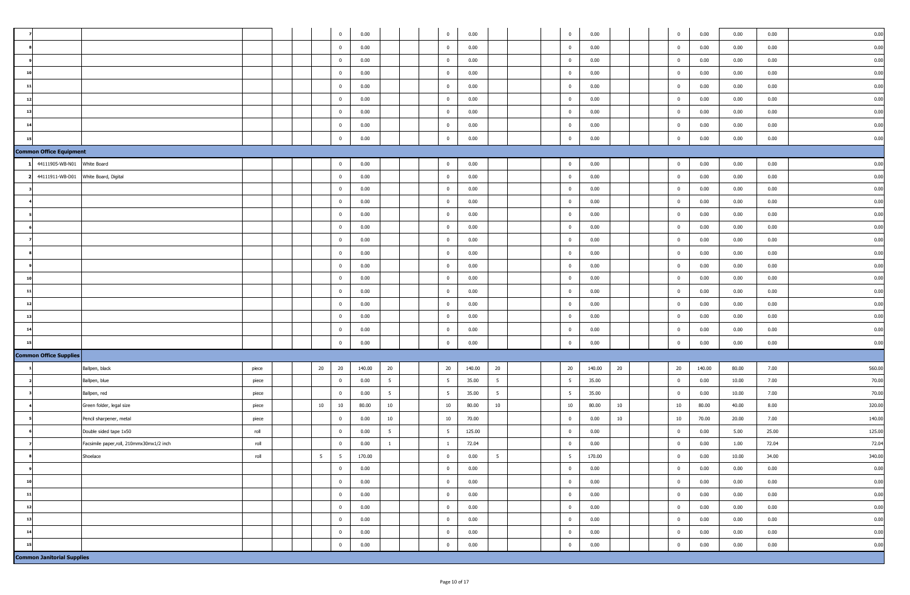| | | | | | | | | | | | | | | | | | | | | | | | | | | |
|---|---|---|---|---|---|---|---|---|---|---|---|---|---|---|---|---|---|---|---|---|---|---|---|---|---|---|
| 7 | | | | | | | 0 | 0.00 | | | | 0 | 0.00 | | | | 0 | 0.00 | | | | 0 | 0.00 | 0.00 | 0.00 | 0.00 |
| 8 | | | | | | | 0 | 0.00 | | | | 0 | 0.00 | | | | 0 | 0.00 | | | | 0 | 0.00 | 0.00 | 0.00 | 0.00 |
| 9 | | | | | | | 0 | 0.00 | | | | 0 | 0.00 | | | | 0 | 0.00 | | | | 0 | 0.00 | 0.00 | 0.00 | 0.00 |
| 10 | | | | | | | 0 | 0.00 | | | | 0 | 0.00 | | | | 0 | 0.00 | | | | 0 | 0.00 | 0.00 | 0.00 | 0.00 |
| 11 | | | | | | | 0 | 0.00 | | | | 0 | 0.00 | | | | 0 | 0.00 | | | | 0 | 0.00 | 0.00 | 0.00 | 0.00 |
| 12 | | | | | | | 0 | 0.00 | | | | 0 | 0.00 | | | | 0 | 0.00 | | | | 0 | 0.00 | 0.00 | 0.00 | 0.00 |
| 13 | | | | | | | 0 | 0.00 | | | | 0 | 0.00 | | | | 0 | 0.00 | | | | 0 | 0.00 | 0.00 | 0.00 | 0.00 |
| 14 | | | | | | | 0 | 0.00 | | | | 0 | 0.00 | | | | 0 | 0.00 | | | | 0 | 0.00 | 0.00 | 0.00 | 0.00 |
| 15 | | | | | | | 0 | 0.00 | | | | 0 | 0.00 | | | | 0 | 0.00 | | | | 0 | 0.00 | 0.00 | 0.00 | 0.00 |
| **Common Office Equipment** | | | | | | | | | | | | | | | | | | | | | | | | | | |
| 1 | 44111905-WB-N01 | White Board | | | | | 0 | 0.00 | | | | 0 | 0.00 | | | | 0 | 0.00 | | | | 0 | 0.00 | 0.00 | 0.00 | 0.00 |
| 2 | 44111911-WB-D01 | White Board, Digital | | | | | 0 | 0.00 | | | | 0 | 0.00 | | | | 0 | 0.00 | | | | 0 | 0.00 | 0.00 | 0.00 | 0.00 |
| 3 | | | | | | | 0 | 0.00 | | | | 0 | 0.00 | | | | 0 | 0.00 | | | | 0 | 0.00 | 0.00 | 0.00 | 0.00 |
| 4 | | | | | | | 0 | 0.00 | | | | 0 | 0.00 | | | | 0 | 0.00 | | | | 0 | 0.00 | 0.00 | 0.00 | 0.00 |
| 5 | | | | | | | 0 | 0.00 | | | | 0 | 0.00 | | | | 0 | 0.00 | | | | 0 | 0.00 | 0.00 | 0.00 | 0.00 |
| 6 | | | | | | | 0 | 0.00 | | | | 0 | 0.00 | | | | 0 | 0.00 | | | | 0 | 0.00 | 0.00 | 0.00 | 0.00 |
| 7 | | | | | | | 0 | 0.00 | | | | 0 | 0.00 | | | | 0 | 0.00 | | | | 0 | 0.00 | 0.00 | 0.00 | 0.00 |
| 8 | | | | | | | 0 | 0.00 | | | | 0 | 0.00 | | | | 0 | 0.00 | | | | 0 | 0.00 | 0.00 | 0.00 | 0.00 |
| 9 | | | | | | | 0 | 0.00 | | | | 0 | 0.00 | | | | 0 | 0.00 | | | | 0 | 0.00 | 0.00 | 0.00 | 0.00 |
| 10 | | | | | | | 0 | 0.00 | | | | 0 | 0.00 | | | | 0 | 0.00 | | | | 0 | 0.00 | 0.00 | 0.00 | 0.00 |
| 11 | | | | | | | 0 | 0.00 | | | | 0 | 0.00 | | | | 0 | 0.00 | | | | 0 | 0.00 | 0.00 | 0.00 | 0.00 |
| 12 | | | | | | | 0 | 0.00 | | | | 0 | 0.00 | | | | 0 | 0.00 | | | | 0 | 0.00 | 0.00 | 0.00 | 0.00 |
| 13 | | | | | | | 0 | 0.00 | | | | 0 | 0.00 | | | | 0 | 0.00 | | | | 0 | 0.00 | 0.00 | 0.00 | 0.00 |
| 14 | | | | | | | 0 | 0.00 | | | | 0 | 0.00 | | | | 0 | 0.00 | | | | 0 | 0.00 | 0.00 | 0.00 | 0.00 |
| 15 | | | | | | | 0 | 0.00 | | | | 0 | 0.00 | | | | 0 | 0.00 | | | | 0 | 0.00 | 0.00 | 0.00 | 0.00 |
| **Common Office Supplies** | | | | | | | | | | | | | | | | | | | | | | | | | | |
| 1 | | Ballpen, black | piece | | | 20 | 20 | 140.00 | 20 | | | 20 | 140.00 | 20 | | | 20 | 140.00 | 20 | | | 20 | 140.00 | 80.00 | 7.00 | 560.00 |
| 2 | | Ballpen, blue | piece | | | | 0 | 0.00 | 5 | | | 5 | 35.00 | 5 | | | 5 | 35.00 | | | | 0 | 0.00 | 10.00 | 7.00 | 70.00 |
| 3 | | Ballpen, red | piece | | | | 0 | 0.00 | 5 | | | 5 | 35.00 | 5 | | | 5 | 35.00 | | | | 0 | 0.00 | 10.00 | 7.00 | 70.00 |
| 4 | | Green folder, legal size | piece | | | 10 | 10 | 80.00 | 10 | | | 10 | 80.00 | 10 | | | 10 | 80.00 | 10 | | | 10 | 80.00 | 40.00 | 8.00 | 320.00 |
| 5 | | Pencil sharpener, metal | piece | | | | 0 | 0.00 | 10 | | | 10 | 70.00 | | | | 0 | 0.00 | 10 | | | 10 | 70.00 | 20.00 | 7.00 | 140.00 |
| 6 | | Double sided tape 1x50 | roll | | | | 0 | 0.00 | 5 | | | 5 | 125.00 | | | | 0 | 0.00 | | | | 0 | 0.00 | 5.00 | 25.00 | 125.00 |
| 7 | | Facsimile paper,roll, 210mmx30mx1/2 inch | roll | | | | 0 | 0.00 | 1 | | | 1 | 72.04 | | | | 0 | 0.00 | | | | 0 | 0.00 | 1.00 | 72.04 | 72.04 |
| 8 | | Shoelace | roll | | | 5 | 5 | 170.00 | | | | 0 | 0.00 | 5 | | | 5 | 170.00 | | | | 0 | 0.00 | 10.00 | 34.00 | 340.00 |
| 9 | | | | | | | 0 | 0.00 | | | | 0 | 0.00 | | | | 0 | 0.00 | | | | 0 | 0.00 | 0.00 | 0.00 | 0.00 |
| 10 | | | | | | | 0 | 0.00 | | | | 0 | 0.00 | | | | 0 | 0.00 | | | | 0 | 0.00 | 0.00 | 0.00 | 0.00 |
| 11 | | | | | | | 0 | 0.00 | | | | 0 | 0.00 | | | | 0 | 0.00 | | | | 0 | 0.00 | 0.00 | 0.00 | 0.00 |
| 12 | | | | | | | 0 | 0.00 | | | | 0 | 0.00 | | | | 0 | 0.00 | | | | 0 | 0.00 | 0.00 | 0.00 | 0.00 |
| 13 | | | | | | | 0 | 0.00 | | | | 0 | 0.00 | | | | 0 | 0.00 | | | | 0 | 0.00 | 0.00 | 0.00 | 0.00 |
| 14 | | | | | | | 0 | 0.00 | | | | 0 | 0.00 | | | | 0 | 0.00 | | | | 0 | 0.00 | 0.00 | 0.00 | 0.00 |
| 15 | | | | | | | 0 | 0.00 | | | | 0 | 0.00 | | | | 0 | 0.00 | | | | 0 | 0.00 | 0.00 | 0.00 | 0.00 |
| **Common Janitorial Supplies** | | | | | | | | | | | | | | | | | | | | | | | | | | |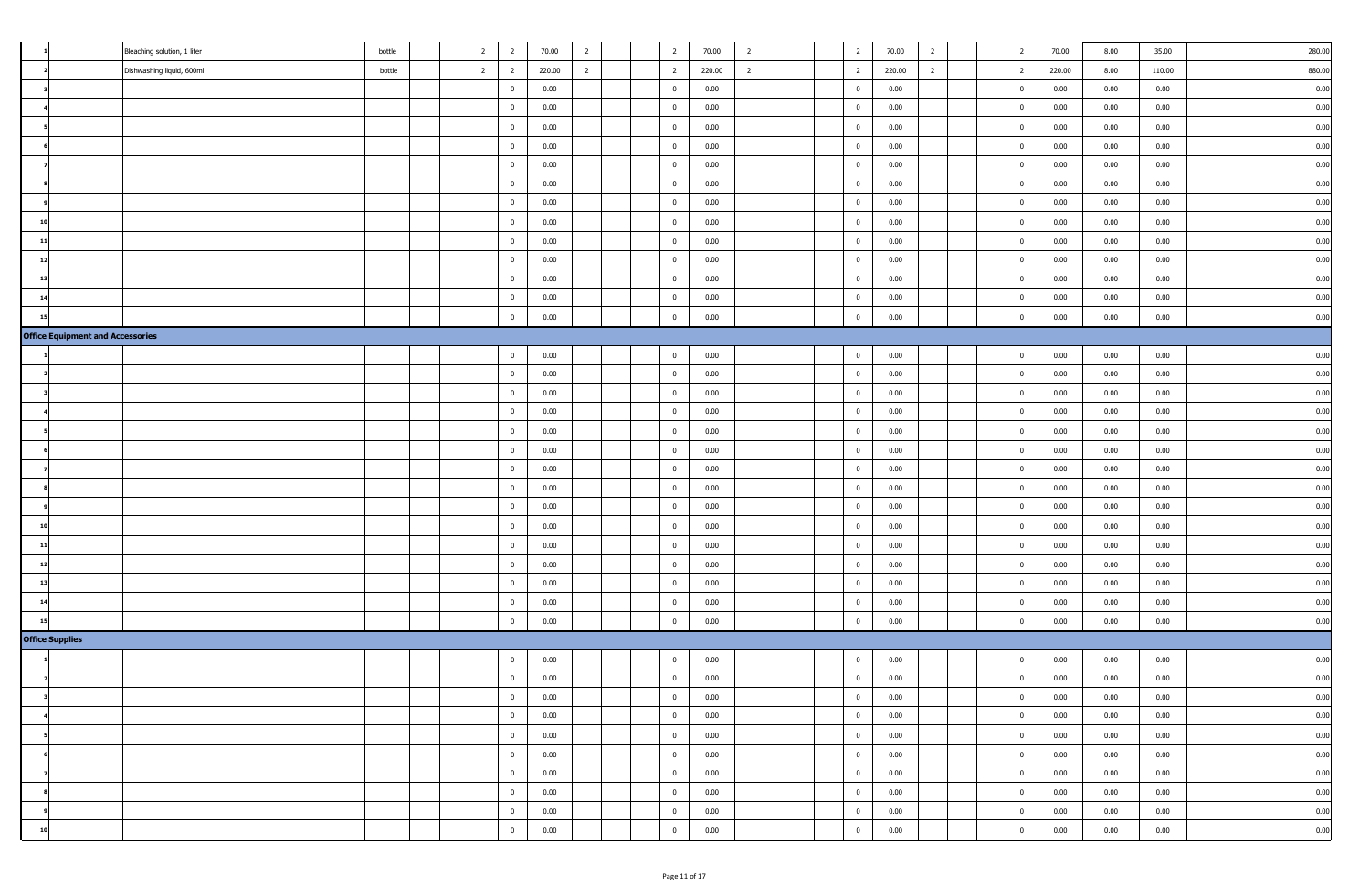| | | | | | | | | | | | | | | | | | | | | | | | | | | |
|---|---|---|---|---|---|---|---|---|---|---|---|---|---|---|---|---|---|---|---|---|---|---|---|---|---|---|
| 1 | | Bleaching solution, 1 liter | bottle | | | 2 | 2 | 70.00 | 2 | | | 2 | 70.00 | 2 | | | 2 | 70.00 | 2 | | | 2 | 70.00 | 8.00 | 35.00 | 280.00 |
| 2 | | Dishwashing liquid, 600ml | bottle | | | 2 | 2 | 220.00 | 2 | | | 2 | 220.00 | 2 | | | 2 | 220.00 | 2 | | | 2 | 220.00 | 8.00 | 110.00 | 880.00 |
| 3 | | | | | | | 0 | 0.00 | | | | 0 | 0.00 | | | | 0 | 0.00 | | | | 0 | 0.00 | 0.00 | 0.00 | 0.00 |
| 4 | | | | | | | 0 | 0.00 | | | | 0 | 0.00 | | | | 0 | 0.00 | | | | 0 | 0.00 | 0.00 | 0.00 | 0.00 |
| 5 | | | | | | | 0 | 0.00 | | | | 0 | 0.00 | | | | 0 | 0.00 | | | | 0 | 0.00 | 0.00 | 0.00 | 0.00 |
| 6 | | | | | | | 0 | 0.00 | | | | 0 | 0.00 | | | | 0 | 0.00 | | | | 0 | 0.00 | 0.00 | 0.00 | 0.00 |
| 7 | | | | | | | 0 | 0.00 | | | | 0 | 0.00 | | | | 0 | 0.00 | | | | 0 | 0.00 | 0.00 | 0.00 | 0.00 |
| 8 | | | | | | | 0 | 0.00 | | | | 0 | 0.00 | | | | 0 | 0.00 | | | | 0 | 0.00 | 0.00 | 0.00 | 0.00 |
| 9 | | | | | | | 0 | 0.00 | | | | 0 | 0.00 | | | | 0 | 0.00 | | | | 0 | 0.00 | 0.00 | 0.00 | 0.00 |
| 10 | | | | | | | 0 | 0.00 | | | | 0 | 0.00 | | | | 0 | 0.00 | | | | 0 | 0.00 | 0.00 | 0.00 | 0.00 |
| 11 | | | | | | | 0 | 0.00 | | | | 0 | 0.00 | | | | 0 | 0.00 | | | | 0 | 0.00 | 0.00 | 0.00 | 0.00 |
| 12 | | | | | | | 0 | 0.00 | | | | 0 | 0.00 | | | | 0 | 0.00 | | | | 0 | 0.00 | 0.00 | 0.00 | 0.00 |
| 13 | | | | | | | 0 | 0.00 | | | | 0 | 0.00 | | | | 0 | 0.00 | | | | 0 | 0.00 | 0.00 | 0.00 | 0.00 |
| 14 | | | | | | | 0 | 0.00 | | | | 0 | 0.00 | | | | 0 | 0.00 | | | | 0 | 0.00 | 0.00 | 0.00 | 0.00 |
| 15 | | | | | | | 0 | 0.00 | | | | 0 | 0.00 | | | | 0 | 0.00 | | | | 0 | 0.00 | 0.00 | 0.00 | 0.00 |
| **Office Equipment and Accessories** | | | | | | | | | | | | | | | | | | | | | | | | | | |
| 1 | | | | | | | 0 | 0.00 | | | | 0 | 0.00 | | | | 0 | 0.00 | | | | 0 | 0.00 | 0.00 | 0.00 | 0.00 |
| 2 | | | | | | | 0 | 0.00 | | | | 0 | 0.00 | | | | 0 | 0.00 | | | | 0 | 0.00 | 0.00 | 0.00 | 0.00 |
| 3 | | | | | | | 0 | 0.00 | | | | 0 | 0.00 | | | | 0 | 0.00 | | | | 0 | 0.00 | 0.00 | 0.00 | 0.00 |
| 4 | | | | | | | 0 | 0.00 | | | | 0 | 0.00 | | | | 0 | 0.00 | | | | 0 | 0.00 | 0.00 | 0.00 | 0.00 |
| 5 | | | | | | | 0 | 0.00 | | | | 0 | 0.00 | | | | 0 | 0.00 | | | | 0 | 0.00 | 0.00 | 0.00 | 0.00 |
| 6 | | | | | | | 0 | 0.00 | | | | 0 | 0.00 | | | | 0 | 0.00 | | | | 0 | 0.00 | 0.00 | 0.00 | 0.00 |
| 7 | | | | | | | 0 | 0.00 | | | | 0 | 0.00 | | | | 0 | 0.00 | | | | 0 | 0.00 | 0.00 | 0.00 | 0.00 |
| 8 | | | | | | | 0 | 0.00 | | | | 0 | 0.00 | | | | 0 | 0.00 | | | | 0 | 0.00 | 0.00 | 0.00 | 0.00 |
| 9 | | | | | | | 0 | 0.00 | | | | 0 | 0.00 | | | | 0 | 0.00 | | | | 0 | 0.00 | 0.00 | 0.00 | 0.00 |
| 10 | | | | | | | 0 | 0.00 | | | | 0 | 0.00 | | | | 0 | 0.00 | | | | 0 | 0.00 | 0.00 | 0.00 | 0.00 |
| 11 | | | | | | | 0 | 0.00 | | | | 0 | 0.00 | | | | 0 | 0.00 | | | | 0 | 0.00 | 0.00 | 0.00 | 0.00 |
| 12 | | | | | | | 0 | 0.00 | | | | 0 | 0.00 | | | | 0 | 0.00 | | | | 0 | 0.00 | 0.00 | 0.00 | 0.00 |
| 13 | | | | | | | 0 | 0.00 | | | | 0 | 0.00 | | | | 0 | 0.00 | | | | 0 | 0.00 | 0.00 | 0.00 | 0.00 |
| 14 | | | | | | | 0 | 0.00 | | | | 0 | 0.00 | | | | 0 | 0.00 | | | | 0 | 0.00 | 0.00 | 0.00 | 0.00 |
| 15 | | | | | | | 0 | 0.00 | | | | 0 | 0.00 | | | | 0 | 0.00 | | | | 0 | 0.00 | 0.00 | 0.00 | 0.00 |
| **Office Supplies** | | | | | | | | | | | | | | | | | | | | | | | | | | |
| 1 | | | | | | | 0 | 0.00 | | | | 0 | 0.00 | | | | 0 | 0.00 | | | | 0 | 0.00 | 0.00 | 0.00 | 0.00 |
| 2 | | | | | | | 0 | 0.00 | | | | 0 | 0.00 | | | | 0 | 0.00 | | | | 0 | 0.00 | 0.00 | 0.00 | 0.00 |
| 3 | | | | | | | 0 | 0.00 | | | | 0 | 0.00 | | | | 0 | 0.00 | | | | 0 | 0.00 | 0.00 | 0.00 | 0.00 |
| 4 | | | | | | | 0 | 0.00 | | | | 0 | 0.00 | | | | 0 | 0.00 | | | | 0 | 0.00 | 0.00 | 0.00 | 0.00 |
| 5 | | | | | | | 0 | 0.00 | | | | 0 | 0.00 | | | | 0 | 0.00 | | | | 0 | 0.00 | 0.00 | 0.00 | 0.00 |
| 6 | | | | | | | 0 | 0.00 | | | | 0 | 0.00 | | | | 0 | 0.00 | | | | 0 | 0.00 | 0.00 | 0.00 | 0.00 |
| 7 | | | | | | | 0 | 0.00 | | | | 0 | 0.00 | | | | 0 | 0.00 | | | | 0 | 0.00 | 0.00 | 0.00 | 0.00 |
| 8 | | | | | | | 0 | 0.00 | | | | 0 | 0.00 | | | | 0 | 0.00 | | | | 0 | 0.00 | 0.00 | 0.00 | 0.00 |
| 9 | | | | | | | 0 | 0.00 | | | | 0 | 0.00 | | | | 0 | 0.00 | | | | 0 | 0.00 | 0.00 | 0.00 | 0.00 |
| 10 | | | | | | | 0 | 0.00 | | | | 0 | 0.00 | | | | 0 | 0.00 | | | | 0 | 0.00 | 0.00 | 0.00 | 0.00 |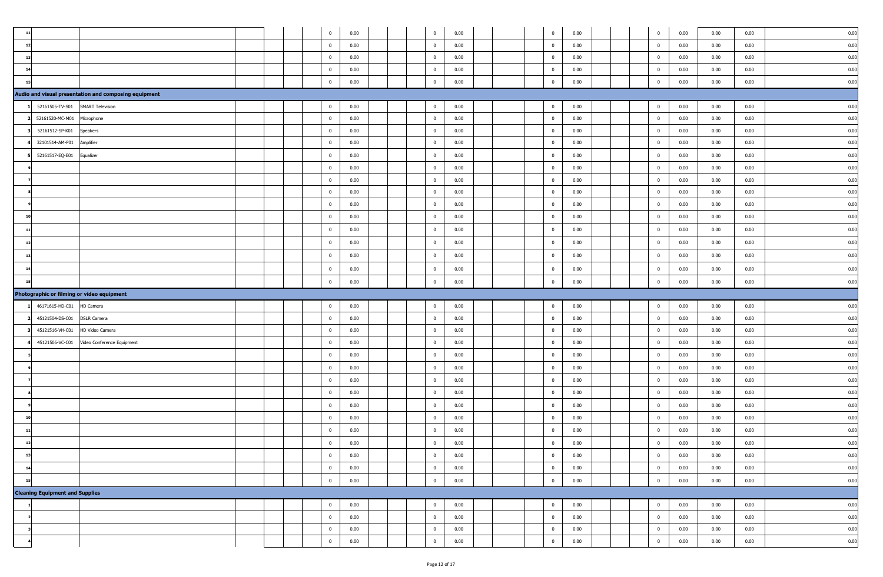| | | | | | | | | | | | | | | | | | | | | | | |
|---|---|---|---|---|---|---|---|---|---|---|---|---|---|---|---|---|---|---|---|---|---|---|
| 11 | | | | | | 0 | 0.00 | | | 0 | 0.00 | | | 0 | 0.00 | | | 0 | 0.00 | 0.00 | 0.00 | 0.00 |
| 12 | | | | | | 0 | 0.00 | | | 0 | 0.00 | | | 0 | 0.00 | | | 0 | 0.00 | 0.00 | 0.00 | 0.00 |
| 13 | | | | | | 0 | 0.00 | | | 0 | 0.00 | | | 0 | 0.00 | | | 0 | 0.00 | 0.00 | 0.00 | 0.00 |
| 14 | | | | | | 0 | 0.00 | | | 0 | 0.00 | | | 0 | 0.00 | | | 0 | 0.00 | 0.00 | 0.00 | 0.00 |
| 15 | | | | | | 0 | 0.00 | | | 0 | 0.00 | | | 0 | 0.00 | | | 0 | 0.00 | 0.00 | 0.00 | 0.00 |
| **Audio and visual presentation and composing equipment** | | | | | | | | | | | | | | | | | | | | | | |
| 1 | 52161505-TV-S01 | SMART Television | | | | 0 | 0.00 | | | 0 | 0.00 | | | 0 | 0.00 | | | 0 | 0.00 | 0.00 | 0.00 | 0.00 |
| 2 | 52161520-MC-M01 | Microphone | | | | 0 | 0.00 | | | 0 | 0.00 | | | 0 | 0.00 | | | 0 | 0.00 | 0.00 | 0.00 | 0.00 |
| 3 | 52161512-SP-K01 | Speakers | | | | 0 | 0.00 | | | 0 | 0.00 | | | 0 | 0.00 | | | 0 | 0.00 | 0.00 | 0.00 | 0.00 |
| 4 | 32101514-AM-P01 | Amplifier | | | | 0 | 0.00 | | | 0 | 0.00 | | | 0 | 0.00 | | | 0 | 0.00 | 0.00 | 0.00 | 0.00 |
| 5 | 52161517-EQ-E01 | Equalizer | | | | 0 | 0.00 | | | 0 | 0.00 | | | 0 | 0.00 | | | 0 | 0.00 | 0.00 | 0.00 | 0.00 |
| 6 | | | | | | 0 | 0.00 | | | 0 | 0.00 | | | 0 | 0.00 | | | 0 | 0.00 | 0.00 | 0.00 | 0.00 |
| 7 | | | | | | 0 | 0.00 | | | 0 | 0.00 | | | 0 | 0.00 | | | 0 | 0.00 | 0.00 | 0.00 | 0.00 |
| 8 | | | | | | 0 | 0.00 | | | 0 | 0.00 | | | 0 | 0.00 | | | 0 | 0.00 | 0.00 | 0.00 | 0.00 |
| 9 | | | | | | 0 | 0.00 | | | 0 | 0.00 | | | 0 | 0.00 | | | 0 | 0.00 | 0.00 | 0.00 | 0.00 |
| 10 | | | | | | 0 | 0.00 | | | 0 | 0.00 | | | 0 | 0.00 | | | 0 | 0.00 | 0.00 | 0.00 | 0.00 |
| 11 | | | | | | 0 | 0.00 | | | 0 | 0.00 | | | 0 | 0.00 | | | 0 | 0.00 | 0.00 | 0.00 | 0.00 |
| 12 | | | | | | 0 | 0.00 | | | 0 | 0.00 | | | 0 | 0.00 | | | 0 | 0.00 | 0.00 | 0.00 | 0.00 |
| 13 | | | | | | 0 | 0.00 | | | 0 | 0.00 | | | 0 | 0.00 | | | 0 | 0.00 | 0.00 | 0.00 | 0.00 |
| 14 | | | | | | 0 | 0.00 | | | 0 | 0.00 | | | 0 | 0.00 | | | 0 | 0.00 | 0.00 | 0.00 | 0.00 |
| 15 | | | | | | 0 | 0.00 | | | 0 | 0.00 | | | 0 | 0.00 | | | 0 | 0.00 | 0.00 | 0.00 | 0.00 |
| **Photographic or filming or video equipment** | | | | | | | | | | | | | | | | | | | | | | |
| 1 | 46171615-HD-C01 | HD Camera | | | | 0 | 0.00 | | | 0 | 0.00 | | | 0 | 0.00 | | | 0 | 0.00 | 0.00 | 0.00 | 0.00 |
| 2 | 45121504-DS-C01 | DSLR Camera | | | | 0 | 0.00 | | | 0 | 0.00 | | | 0 | 0.00 | | | 0 | 0.00 | 0.00 | 0.00 | 0.00 |
| 3 | 45121516-VH-C01 | HD Video Camera | | | | 0 | 0.00 | | | 0 | 0.00 | | | 0 | 0.00 | | | 0 | 0.00 | 0.00 | 0.00 | 0.00 |
| 4 | 45121506-VC-C01 | Video Conference Equipment | | | | 0 | 0.00 | | | 0 | 0.00 | | | 0 | 0.00 | | | 0 | 0.00 | 0.00 | 0.00 | 0.00 |
| 5 | | | | | | 0 | 0.00 | | | 0 | 0.00 | | | 0 | 0.00 | | | 0 | 0.00 | 0.00 | 0.00 | 0.00 |
| 6 | | | | | | 0 | 0.00 | | | 0 | 0.00 | | | 0 | 0.00 | | | 0 | 0.00 | 0.00 | 0.00 | 0.00 |
| 7 | | | | | | 0 | 0.00 | | | 0 | 0.00 | | | 0 | 0.00 | | | 0 | 0.00 | 0.00 | 0.00 | 0.00 |
| 8 | | | | | | 0 | 0.00 | | | 0 | 0.00 | | | 0 | 0.00 | | | 0 | 0.00 | 0.00 | 0.00 | 0.00 |
| 9 | | | | | | 0 | 0.00 | | | 0 | 0.00 | | | 0 | 0.00 | | | 0 | 0.00 | 0.00 | 0.00 | 0.00 |
| 10 | | | | | | 0 | 0.00 | | | 0 | 0.00 | | | 0 | 0.00 | | | 0 | 0.00 | 0.00 | 0.00 | 0.00 |
| 11 | | | | | | 0 | 0.00 | | | 0 | 0.00 | | | 0 | 0.00 | | | 0 | 0.00 | 0.00 | 0.00 | 0.00 |
| 12 | | | | | | 0 | 0.00 | | | 0 | 0.00 | | | 0 | 0.00 | | | 0 | 0.00 | 0.00 | 0.00 | 0.00 |
| 13 | | | | | | 0 | 0.00 | | | 0 | 0.00 | | | 0 | 0.00 | | | 0 | 0.00 | 0.00 | 0.00 | 0.00 |
| 14 | | | | | | 0 | 0.00 | | | 0 | 0.00 | | | 0 | 0.00 | | | 0 | 0.00 | 0.00 | 0.00 | 0.00 |
| 15 | | | | | | 0 | 0.00 | | | 0 | 0.00 | | | 0 | 0.00 | | | 0 | 0.00 | 0.00 | 0.00 | 0.00 |
| **Cleaning Equipment and Supplies** | | | | | | | | | | | | | | | | | | | | | | |
| 1 | | | | | | 0 | 0.00 | | | 0 | 0.00 | | | 0 | 0.00 | | | 0 | 0.00 | 0.00 | 0.00 | 0.00 |
| 2 | | | | | | 0 | 0.00 | | | 0 | 0.00 | | | 0 | 0.00 | | | 0 | 0.00 | 0.00 | 0.00 | 0.00 |
| 3 | | | | | | 0 | 0.00 | | | 0 | 0.00 | | | 0 | 0.00 | | | 0 | 0.00 | 0.00 | 0.00 | 0.00 |
| 4 | | | | | | 0 | 0.00 | | | 0 | 0.00 | | | 0 | 0.00 | | | 0 | 0.00 | 0.00 | 0.00 | 0.00 |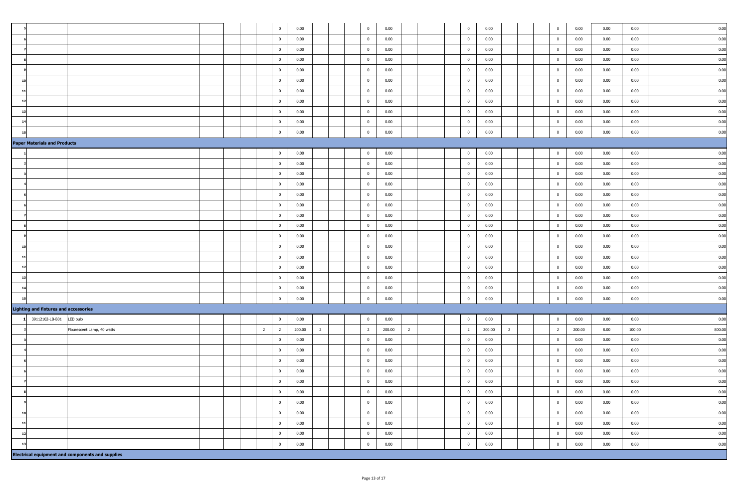| | | | | | | | | | | | | | | | | | | | | | | | | | | |
|---|---|---|---|---|---|---|---|---|---|---|---|---|---|---|---|---|---|---|---|---|---|---|---|---|---|---|
| 5 | | | | | | | 0 | 0.00 | | | | 0 | 0.00 | | | | 0 | 0.00 | | | | 0 | 0.00 | 0.00 | 0.00 | 0.00 |
| 6 | | | | | | | 0 | 0.00 | | | | 0 | 0.00 | | | | 0 | 0.00 | | | | 0 | 0.00 | 0.00 | 0.00 | 0.00 |
| 7 | | | | | | | 0 | 0.00 | | | | 0 | 0.00 | | | | 0 | 0.00 | | | | 0 | 0.00 | 0.00 | 0.00 | 0.00 |
| 8 | | | | | | | 0 | 0.00 | | | | 0 | 0.00 | | | | 0 | 0.00 | | | | 0 | 0.00 | 0.00 | 0.00 | 0.00 |
| 9 | | | | | | | 0 | 0.00 | | | | 0 | 0.00 | | | | 0 | 0.00 | | | | 0 | 0.00 | 0.00 | 0.00 | 0.00 |
| 10 | | | | | | | 0 | 0.00 | | | | 0 | 0.00 | | | | 0 | 0.00 | | | | 0 | 0.00 | 0.00 | 0.00 | 0.00 |
| 11 | | | | | | | 0 | 0.00 | | | | 0 | 0.00 | | | | 0 | 0.00 | | | | 0 | 0.00 | 0.00 | 0.00 | 0.00 |
| 12 | | | | | | | 0 | 0.00 | | | | 0 | 0.00 | | | | 0 | 0.00 | | | | 0 | 0.00 | 0.00 | 0.00 | 0.00 |
| 13 | | | | | | | 0 | 0.00 | | | | 0 | 0.00 | | | | 0 | 0.00 | | | | 0 | 0.00 | 0.00 | 0.00 | 0.00 |
| 14 | | | | | | | 0 | 0.00 | | | | 0 | 0.00 | | | | 0 | 0.00 | | | | 0 | 0.00 | 0.00 | 0.00 | 0.00 |
| 15 | | | | | | | 0 | 0.00 | | | | 0 | 0.00 | | | | 0 | 0.00 | | | | 0 | 0.00 | 0.00 | 0.00 | 0.00 |
| **Paper Materials and Products** | | | | | | | | | | | | | | | | | | | | | | | | | | |
| 1 | | | | | | | 0 | 0.00 | | | | 0 | 0.00 | | | | 0 | 0.00 | | | | 0 | 0.00 | 0.00 | 0.00 | 0.00 |
| 2 | | | | | | | 0 | 0.00 | | | | 0 | 0.00 | | | | 0 | 0.00 | | | | 0 | 0.00 | 0.00 | 0.00 | 0.00 |
| 3 | | | | | | | 0 | 0.00 | | | | 0 | 0.00 | | | | 0 | 0.00 | | | | 0 | 0.00 | 0.00 | 0.00 | 0.00 |
| 4 | | | | | | | 0 | 0.00 | | | | 0 | 0.00 | | | | 0 | 0.00 | | | | 0 | 0.00 | 0.00 | 0.00 | 0.00 |
| 5 | | | | | | | 0 | 0.00 | | | | 0 | 0.00 | | | | 0 | 0.00 | | | | 0 | 0.00 | 0.00 | 0.00 | 0.00 |
| 6 | | | | | | | 0 | 0.00 | | | | 0 | 0.00 | | | | 0 | 0.00 | | | | 0 | 0.00 | 0.00 | 0.00 | 0.00 |
| 7 | | | | | | | 0 | 0.00 | | | | 0 | 0.00 | | | | 0 | 0.00 | | | | 0 | 0.00 | 0.00 | 0.00 | 0.00 |
| 8 | | | | | | | 0 | 0.00 | | | | 0 | 0.00 | | | | 0 | 0.00 | | | | 0 | 0.00 | 0.00 | 0.00 | 0.00 |
| 9 | | | | | | | 0 | 0.00 | | | | 0 | 0.00 | | | | 0 | 0.00 | | | | 0 | 0.00 | 0.00 | 0.00 | 0.00 |
| 10 | | | | | | | 0 | 0.00 | | | | 0 | 0.00 | | | | 0 | 0.00 | | | | 0 | 0.00 | 0.00 | 0.00 | 0.00 |
| 11 | | | | | | | 0 | 0.00 | | | | 0 | 0.00 | | | | 0 | 0.00 | | | | 0 | 0.00 | 0.00 | 0.00 | 0.00 |
| 12 | | | | | | | 0 | 0.00 | | | | 0 | 0.00 | | | | 0 | 0.00 | | | | 0 | 0.00 | 0.00 | 0.00 | 0.00 |
| 13 | | | | | | | 0 | 0.00 | | | | 0 | 0.00 | | | | 0 | 0.00 | | | | 0 | 0.00 | 0.00 | 0.00 | 0.00 |
| 14 | | | | | | | 0 | 0.00 | | | | 0 | 0.00 | | | | 0 | 0.00 | | | | 0 | 0.00 | 0.00 | 0.00 | 0.00 |
| 15 | | | | | | | 0 | 0.00 | | | | 0 | 0.00 | | | | 0 | 0.00 | | | | 0 | 0.00 | 0.00 | 0.00 | 0.00 |
| **Lighting and fixtures and accessories** | | | | | | | | | | | | | | | | | | | | | | | | | | |
| 1 | 39112102-LB-B01 | LED bulb | | | | | 0 | 0.00 | | | | 0 | 0.00 | | | | 0 | 0.00 | | | | 0 | 0.00 | 0.00 | 0.00 | 0.00 |
| 2 | | Flourescent Lamp, 40 watts | | | | 2 | 2 | 200.00 | 2 | | | 2 | 200.00 | 2 | | | 2 | 200.00 | 2 | | | 2 | 200.00 | 8.00 | 100.00 | 800.00 |
| 3 | | | | | | | 0 | 0.00 | | | | 0 | 0.00 | | | | 0 | 0.00 | | | | 0 | 0.00 | 0.00 | 0.00 | 0.00 |
| 4 | | | | | | | 0 | 0.00 | | | | 0 | 0.00 | | | | 0 | 0.00 | | | | 0 | 0.00 | 0.00 | 0.00 | 0.00 |
| 5 | | | | | | | 0 | 0.00 | | | | 0 | 0.00 | | | | 0 | 0.00 | | | | 0 | 0.00 | 0.00 | 0.00 | 0.00 |
| 6 | | | | | | | 0 | 0.00 | | | | 0 | 0.00 | | | | 0 | 0.00 | | | | 0 | 0.00 | 0.00 | 0.00 | 0.00 |
| 7 | | | | | | | 0 | 0.00 | | | | 0 | 0.00 | | | | 0 | 0.00 | | | | 0 | 0.00 | 0.00 | 0.00 | 0.00 |
| 8 | | | | | | | 0 | 0.00 | | | | 0 | 0.00 | | | | 0 | 0.00 | | | | 0 | 0.00 | 0.00 | 0.00 | 0.00 |
| 9 | | | | | | | 0 | 0.00 | | | | 0 | 0.00 | | | | 0 | 0.00 | | | | 0 | 0.00 | 0.00 | 0.00 | 0.00 |
| 10 | | | | | | | 0 | 0.00 | | | | 0 | 0.00 | | | | 0 | 0.00 | | | | 0 | 0.00 | 0.00 | 0.00 | 0.00 |
| 11 | | | | | | | 0 | 0.00 | | | | 0 | 0.00 | | | | 0 | 0.00 | | | | 0 | 0.00 | 0.00 | 0.00 | 0.00 |
| 12 | | | | | | | 0 | 0.00 | | | | 0 | 0.00 | | | | 0 | 0.00 | | | | 0 | 0.00 | 0.00 | 0.00 | 0.00 |
| 13 | | | | | | | 0 | 0.00 | | | | 0 | 0.00 | | | | 0 | 0.00 | | | | 0 | 0.00 | 0.00 | 0.00 | 0.00 |
| **Electrical equipment and components and supplies** | | | | | | | | | | | | | | | | | | | | | | | | | | |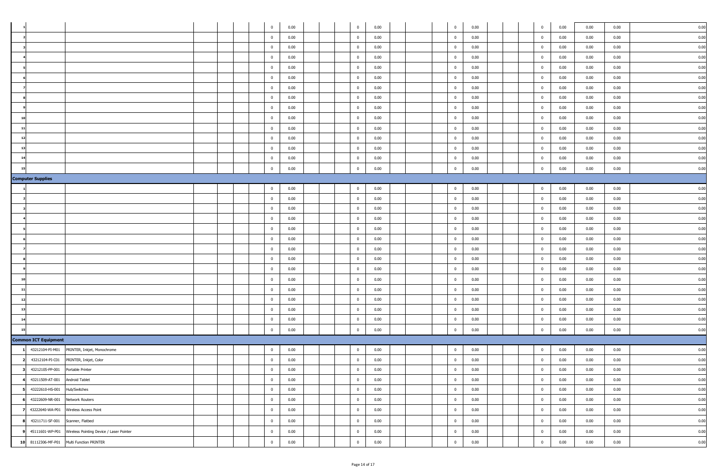| | | | | | | | | | | | | | | | | | | | | | | | | | |
|---|---|---|---|---|---|---|---|---|---|---|---|---|---|---|---|---|---|---|---|---|---|---|---|---|---|
| 1 | | | | | | 0 | 0.00 | | | | 0 | 0.00 | | | | 0 | 0.00 | | | | 0 | 0.00 | 0.00 | 0.00 | 0.00 |
| 2 | | | | | | 0 | 0.00 | | | | 0 | 0.00 | | | | 0 | 0.00 | | | | 0 | 0.00 | 0.00 | 0.00 | 0.00 |
| 3 | | | | | | 0 | 0.00 | | | | 0 | 0.00 | | | | 0 | 0.00 | | | | 0 | 0.00 | 0.00 | 0.00 | 0.00 |
| 4 | | | | | | 0 | 0.00 | | | | 0 | 0.00 | | | | 0 | 0.00 | | | | 0 | 0.00 | 0.00 | 0.00 | 0.00 |
| 5 | | | | | | 0 | 0.00 | | | | 0 | 0.00 | | | | 0 | 0.00 | | | | 0 | 0.00 | 0.00 | 0.00 | 0.00 |
| 6 | | | | | | 0 | 0.00 | | | | 0 | 0.00 | | | | 0 | 0.00 | | | | 0 | 0.00 | 0.00 | 0.00 | 0.00 |
| 7 | | | | | | 0 | 0.00 | | | | 0 | 0.00 | | | | 0 | 0.00 | | | | 0 | 0.00 | 0.00 | 0.00 | 0.00 |
| 8 | | | | | | 0 | 0.00 | | | | 0 | 0.00 | | | | 0 | 0.00 | | | | 0 | 0.00 | 0.00 | 0.00 | 0.00 |
| 9 | | | | | | 0 | 0.00 | | | | 0 | 0.00 | | | | 0 | 0.00 | | | | 0 | 0.00 | 0.00 | 0.00 | 0.00 |
| 10 | | | | | | 0 | 0.00 | | | | 0 | 0.00 | | | | 0 | 0.00 | | | | 0 | 0.00 | 0.00 | 0.00 | 0.00 |
| 11 | | | | | | 0 | 0.00 | | | | 0 | 0.00 | | | | 0 | 0.00 | | | | 0 | 0.00 | 0.00 | 0.00 | 0.00 |
| 12 | | | | | | 0 | 0.00 | | | | 0 | 0.00 | | | | 0 | 0.00 | | | | 0 | 0.00 | 0.00 | 0.00 | 0.00 |
| 13 | | | | | | 0 | 0.00 | | | | 0 | 0.00 | | | | 0 | 0.00 | | | | 0 | 0.00 | 0.00 | 0.00 | 0.00 |
| 14 | | | | | | 0 | 0.00 | | | | 0 | 0.00 | | | | 0 | 0.00 | | | | 0 | 0.00 | 0.00 | 0.00 | 0.00 |
| 15 | | | | | | 0 | 0.00 | | | | 0 | 0.00 | | | | 0 | 0.00 | | | | 0 | 0.00 | 0.00 | 0.00 | 0.00 |
| **Computer Supplies** | | | | | | | | | | | | | | | | | | | | | | | | | |
| 1 | | | | | | 0 | 0.00 | | | | 0 | 0.00 | | | | 0 | 0.00 | | | | 0 | 0.00 | 0.00 | 0.00 | 0.00 |
| 2 | | | | | | 0 | 0.00 | | | | 0 | 0.00 | | | | 0 | 0.00 | | | | 0 | 0.00 | 0.00 | 0.00 | 0.00 |
| 3 | | | | | | 0 | 0.00 | | | | 0 | 0.00 | | | | 0 | 0.00 | | | | 0 | 0.00 | 0.00 | 0.00 | 0.00 |
| 4 | | | | | | 0 | 0.00 | | | | 0 | 0.00 | | | | 0 | 0.00 | | | | 0 | 0.00 | 0.00 | 0.00 | 0.00 |
| 5 | | | | | | 0 | 0.00 | | | | 0 | 0.00 | | | | 0 | 0.00 | | | | 0 | 0.00 | 0.00 | 0.00 | 0.00 |
| 6 | | | | | | 0 | 0.00 | | | | 0 | 0.00 | | | | 0 | 0.00 | | | | 0 | 0.00 | 0.00 | 0.00 | 0.00 |
| 7 | | | | | | 0 | 0.00 | | | | 0 | 0.00 | | | | 0 | 0.00 | | | | 0 | 0.00 | 0.00 | 0.00 | 0.00 |
| 8 | | | | | | 0 | 0.00 | | | | 0 | 0.00 | | | | 0 | 0.00 | | | | 0 | 0.00 | 0.00 | 0.00 | 0.00 |
| 9 | | | | | | 0 | 0.00 | | | | 0 | 0.00 | | | | 0 | 0.00 | | | | 0 | 0.00 | 0.00 | 0.00 | 0.00 |
| 10 | | | | | | 0 | 0.00 | | | | 0 | 0.00 | | | | 0 | 0.00 | | | | 0 | 0.00 | 0.00 | 0.00 | 0.00 |
| 11 | | | | | | 0 | 0.00 | | | | 0 | 0.00 | | | | 0 | 0.00 | | | | 0 | 0.00 | 0.00 | 0.00 | 0.00 |
| 12 | | | | | | 0 | 0.00 | | | | 0 | 0.00 | | | | 0 | 0.00 | | | | 0 | 0.00 | 0.00 | 0.00 | 0.00 |
| 13 | | | | | | 0 | 0.00 | | | | 0 | 0.00 | | | | 0 | 0.00 | | | | 0 | 0.00 | 0.00 | 0.00 | 0.00 |
| 14 | | | | | | 0 | 0.00 | | | | 0 | 0.00 | | | | 0 | 0.00 | | | | 0 | 0.00 | 0.00 | 0.00 | 0.00 |
| 15 | | | | | | 0 | 0.00 | | | | 0 | 0.00 | | | | 0 | 0.00 | | | | 0 | 0.00 | 0.00 | 0.00 | 0.00 |
| **Common ICT Equipment** | | | | | | | | | | | | | | | | | | | | | | | | | |
| 1 | 43212104-PI-M01 | PRINTER, Inkjet, Monochrome | | | | 0 | 0.00 | | | | 0 | 0.00 | | | | 0 | 0.00 | | | | 0 | 0.00 | 0.00 | 0.00 | 0.00 |
| 2 | 43212104-PI-C01 | PRINTER, Inkjet, Color | | | | 0 | 0.00 | | | | 0 | 0.00 | | | | 0 | 0.00 | | | | 0 | 0.00 | 0.00 | 0.00 | 0.00 |
| 3 | 43212105-PP-001 | Portable Printer | | | | 0 | 0.00 | | | | 0 | 0.00 | | | | 0 | 0.00 | | | | 0 | 0.00 | 0.00 | 0.00 | 0.00 |
| 4 | 43211509-AT-001 | Android Tablet | | | | 0 | 0.00 | | | | 0 | 0.00 | | | | 0 | 0.00 | | | | 0 | 0.00 | 0.00 | 0.00 | 0.00 |
| 5 | 43222610-HS-001 | Hub/Switches | | | | 0 | 0.00 | | | | 0 | 0.00 | | | | 0 | 0.00 | | | | 0 | 0.00 | 0.00 | 0.00 | 0.00 |
| 6 | 43222609-NR-001 | Network Routers | | | | 0 | 0.00 | | | | 0 | 0.00 | | | | 0 | 0.00 | | | | 0 | 0.00 | 0.00 | 0.00 | 0.00 |
| 7 | 43222640-WA-P01 | Wireless Access Point | | | | 0 | 0.00 | | | | 0 | 0.00 | | | | 0 | 0.00 | | | | 0 | 0.00 | 0.00 | 0.00 | 0.00 |
| 8 | 43211711-SF-001 | Scanner, Flatbed | | | | 0 | 0.00 | | | | 0 | 0.00 | | | | 0 | 0.00 | | | | 0 | 0.00 | 0.00 | 0.00 | 0.00 |
| 9 | 45111601-WP-P01 | Wireless Pointing Device / Laser Pointer | | | | 0 | 0.00 | | | | 0 | 0.00 | | | | 0 | 0.00 | | | | 0 | 0.00 | 0.00 | 0.00 | 0.00 |
| 10 | 81112306-MF-P01 | Multi Function PRINTER | | | | 0 | 0.00 | | | | 0 | 0.00 | | | | 0 | 0.00 | | | | 0 | 0.00 | 0.00 | 0.00 | 0.00 |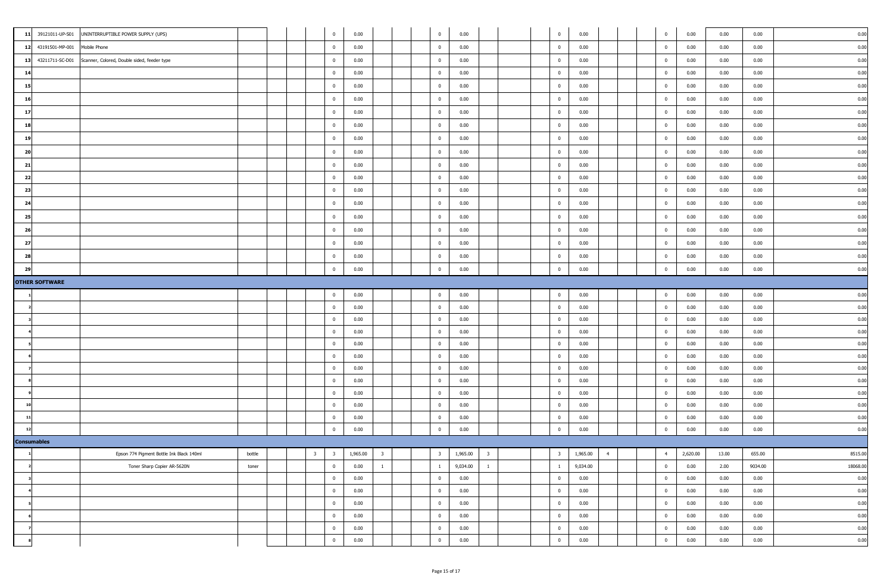| | | | | | | | | | | | | | | | | | | | | | | | | | | |
|---|---|---|---|---|---|---|---|---|---|---|---|---|---|---|---|---|---|---|---|---|---|---|---|---|---|---|
| 11 | 39121011-UP-S01 | UNINTERRUPTIBLE POWER SUPPLY (UPS) | | | | | 0 | 0.00 | | | | 0 | 0.00 | | | | 0 | 0.00 | | | | 0 | 0.00 | 0.00 | 0.00 | 0.00 |
| 12 | 43191501-MP-001 | Mobile Phone | | | | | 0 | 0.00 | | | | 0 | 0.00 | | | | 0 | 0.00 | | | | 0 | 0.00 | 0.00 | 0.00 | 0.00 |
| 13 | 43211711-SC-D01 | Scanner, Colored, Double sided, feeder type | | | | | 0 | 0.00 | | | | 0 | 0.00 | | | | 0 | 0.00 | | | | 0 | 0.00 | 0.00 | 0.00 | 0.00 |
| 14 | | | | | | | 0 | 0.00 | | | | 0 | 0.00 | | | | 0 | 0.00 | | | | 0 | 0.00 | 0.00 | 0.00 | 0.00 |
| 15 | | | | | | | 0 | 0.00 | | | | 0 | 0.00 | | | | 0 | 0.00 | | | | 0 | 0.00 | 0.00 | 0.00 | 0.00 |
| 16 | | | | | | | 0 | 0.00 | | | | 0 | 0.00 | | | | 0 | 0.00 | | | | 0 | 0.00 | 0.00 | 0.00 | 0.00 |
| 17 | | | | | | | 0 | 0.00 | | | | 0 | 0.00 | | | | 0 | 0.00 | | | | 0 | 0.00 | 0.00 | 0.00 | 0.00 |
| 18 | | | | | | | 0 | 0.00 | | | | 0 | 0.00 | | | | 0 | 0.00 | | | | 0 | 0.00 | 0.00 | 0.00 | 0.00 |
| 19 | | | | | | | 0 | 0.00 | | | | 0 | 0.00 | | | | 0 | 0.00 | | | | 0 | 0.00 | 0.00 | 0.00 | 0.00 |
| 20 | | | | | | | 0 | 0.00 | | | | 0 | 0.00 | | | | 0 | 0.00 | | | | 0 | 0.00 | 0.00 | 0.00 | 0.00 |
| 21 | | | | | | | 0 | 0.00 | | | | 0 | 0.00 | | | | 0 | 0.00 | | | | 0 | 0.00 | 0.00 | 0.00 | 0.00 |
| 22 | | | | | | | 0 | 0.00 | | | | 0 | 0.00 | | | | 0 | 0.00 | | | | 0 | 0.00 | 0.00 | 0.00 | 0.00 |
| 23 | | | | | | | 0 | 0.00 | | | | 0 | 0.00 | | | | 0 | 0.00 | | | | 0 | 0.00 | 0.00 | 0.00 | 0.00 |
| 24 | | | | | | | 0 | 0.00 | | | | 0 | 0.00 | | | | 0 | 0.00 | | | | 0 | 0.00 | 0.00 | 0.00 | 0.00 |
| 25 | | | | | | | 0 | 0.00 | | | | 0 | 0.00 | | | | 0 | 0.00 | | | | 0 | 0.00 | 0.00 | 0.00 | 0.00 |
| 26 | | | | | | | 0 | 0.00 | | | | 0 | 0.00 | | | | 0 | 0.00 | | | | 0 | 0.00 | 0.00 | 0.00 | 0.00 |
| 27 | | | | | | | 0 | 0.00 | | | | 0 | 0.00 | | | | 0 | 0.00 | | | | 0 | 0.00 | 0.00 | 0.00 | 0.00 |
| 28 | | | | | | | 0 | 0.00 | | | | 0 | 0.00 | | | | 0 | 0.00 | | | | 0 | 0.00 | 0.00 | 0.00 | 0.00 |
| 29 | | | | | | | 0 | 0.00 | | | | 0 | 0.00 | | | | 0 | 0.00 | | | | 0 | 0.00 | 0.00 | 0.00 | 0.00 |
| **OTHER SOFTWARE** | | | | | | | | | | | | | | | | | | | | | | | | | | |
| 1 | | | | | | | 0 | 0.00 | | | | 0 | 0.00 | | | | 0 | 0.00 | | | | 0 | 0.00 | 0.00 | 0.00 | 0.00 |
| 2 | | | | | | | 0 | 0.00 | | | | 0 | 0.00 | | | | 0 | 0.00 | | | | 0 | 0.00 | 0.00 | 0.00 | 0.00 |
| 3 | | | | | | | 0 | 0.00 | | | | 0 | 0.00 | | | | 0 | 0.00 | | | | 0 | 0.00 | 0.00 | 0.00 | 0.00 |
| 4 | | | | | | | 0 | 0.00 | | | | 0 | 0.00 | | | | 0 | 0.00 | | | | 0 | 0.00 | 0.00 | 0.00 | 0.00 |
| 5 | | | | | | | 0 | 0.00 | | | | 0 | 0.00 | | | | 0 | 0.00 | | | | 0 | 0.00 | 0.00 | 0.00 | 0.00 |
| 6 | | | | | | | 0 | 0.00 | | | | 0 | 0.00 | | | | 0 | 0.00 | | | | 0 | 0.00 | 0.00 | 0.00 | 0.00 |
| 7 | | | | | | | 0 | 0.00 | | | | 0 | 0.00 | | | | 0 | 0.00 | | | | 0 | 0.00 | 0.00 | 0.00 | 0.00 |
| 8 | | | | | | | 0 | 0.00 | | | | 0 | 0.00 | | | | 0 | 0.00 | | | | 0 | 0.00 | 0.00 | 0.00 | 0.00 |
| 9 | | | | | | | 0 | 0.00 | | | | 0 | 0.00 | | | | 0 | 0.00 | | | | 0 | 0.00 | 0.00 | 0.00 | 0.00 |
| 10 | | | | | | | 0 | 0.00 | | | | 0 | 0.00 | | | | 0 | 0.00 | | | | 0 | 0.00 | 0.00 | 0.00 | 0.00 |
| 11 | | | | | | | 0 | 0.00 | | | | 0 | 0.00 | | | | 0 | 0.00 | | | | 0 | 0.00 | 0.00 | 0.00 | 0.00 |
| 12 | | | | | | | 0 | 0.00 | | | | 0 | 0.00 | | | | 0 | 0.00 | | | | 0 | 0.00 | 0.00 | 0.00 | 0.00 |
| **Consumables** | | | | | | | | | | | | | | | | | | | | | | | | | | |
| 1 | | Epson 774 Pigment Bottle Ink Black 140ml | bottle | | | 3 | 3 | 1,965.00 | 3 | | | 3 | 1,965.00 | 3 | | | 3 | 1,965.00 | 4 | | | 4 | 2,620.00 | 13.00 | 655.00 | 8515.00 |
| 2 | | Toner Sharp Copier AR-5620N | toner | | | | 0 | 0.00 | 1 | | | 1 | 9,034.00 | 1 | | | 1 | 9,034.00 | | | | 0 | 0.00 | 2.00 | 9034.00 | 18068.00 |
| 3 | | | | | | | 0 | 0.00 | | | | 0 | 0.00 | | | | 0 | 0.00 | | | | 0 | 0.00 | 0.00 | 0.00 | 0.00 |
| 4 | | | | | | | 0 | 0.00 | | | | 0 | 0.00 | | | | 0 | 0.00 | | | | 0 | 0.00 | 0.00 | 0.00 | 0.00 |
| 5 | | | | | | | 0 | 0.00 | | | | 0 | 0.00 | | | | 0 | 0.00 | | | | 0 | 0.00 | 0.00 | 0.00 | 0.00 |
| 6 | | | | | | | 0 | 0.00 | | | | 0 | 0.00 | | | | 0 | 0.00 | | | | 0 | 0.00 | 0.00 | 0.00 | 0.00 |
| 7 | | | | | | | 0 | 0.00 | | | | 0 | 0.00 | | | | 0 | 0.00 | | | | 0 | 0.00 | 0.00 | 0.00 | 0.00 |
| 8 | | | | | | | 0 | 0.00 | | | | 0 | 0.00 | | | | 0 | 0.00 | | | | 0 | 0.00 | 0.00 | 0.00 | 0.00 |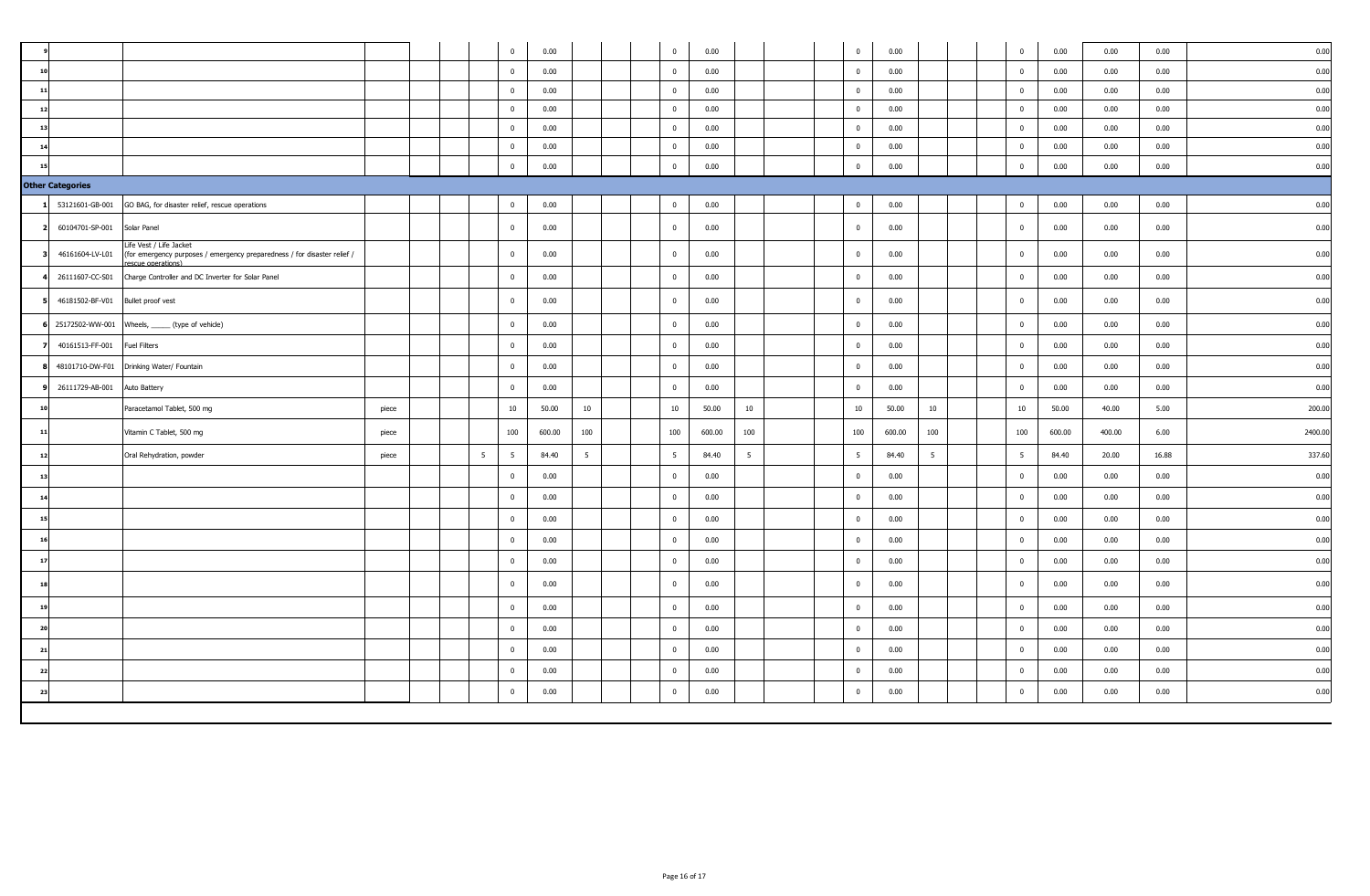| | | | | | | | | | | | | | | | | | | | | | | | | | | |
|---|---|---|---|---|---|---|---|---|---|---|---|---|---|---|---|---|---|---|---|---|---|---|---|---|---|---|
| 9 | | | | | | | 0 | 0.00 | | | | 0 | 0.00 | | | | 0 | 0.00 | | | | 0 | 0.00 | 0.00 | 0.00 | 0.00 |
| 10 | | | | | | | 0 | 0.00 | | | | 0 | 0.00 | | | | 0 | 0.00 | | | | 0 | 0.00 | 0.00 | 0.00 | 0.00 |
| 11 | | | | | | | 0 | 0.00 | | | | 0 | 0.00 | | | | 0 | 0.00 | | | | 0 | 0.00 | 0.00 | 0.00 | 0.00 |
| 12 | | | | | | | 0 | 0.00 | | | | 0 | 0.00 | | | | 0 | 0.00 | | | | 0 | 0.00 | 0.00 | 0.00 | 0.00 |
| 13 | | | | | | | 0 | 0.00 | | | | 0 | 0.00 | | | | 0 | 0.00 | | | | 0 | 0.00 | 0.00 | 0.00 | 0.00 |
| 14 | | | | | | | 0 | 0.00 | | | | 0 | 0.00 | | | | 0 | 0.00 | | | | 0 | 0.00 | 0.00 | 0.00 | 0.00 |
| 15 | | | | | | | 0 | 0.00 | | | | 0 | 0.00 | | | | 0 | 0.00 | | | | 0 | 0.00 | 0.00 | 0.00 | 0.00 |
| **Other Categories** | | | | | | | | | | | | | | | | | | | | | | | | | | |
| 1 | 53121601-GB-001 | GO BAG, for disaster relief, rescue operations | | | | | 0 | 0.00 | | | | 0 | 0.00 | | | | 0 | 0.00 | | | | 0 | 0.00 | 0.00 | 0.00 | 0.00 |
| 2 | 60104701-SP-001 | Solar Panel | | | | | 0 | 0.00 | | | | 0 | 0.00 | | | | 0 | 0.00 | | | | 0 | 0.00 | 0.00 | 0.00 | 0.00 |
| 3 | 46161604-LV-L01 | Life Vest / Life Jacket (for emergency purposes / emergency preparedness / for disaster relief / rescue operations) | | | | | 0 | 0.00 | | | | 0 | 0.00 | | | | 0 | 0.00 | | | | 0 | 0.00 | 0.00 | 0.00 | 0.00 |
| 4 | 26111607-CC-S01 | Charge Controller and DC Inverter for Solar Panel | | | | | 0 | 0.00 | | | | 0 | 0.00 | | | | 0 | 0.00 | | | | 0 | 0.00 | 0.00 | 0.00 | 0.00 |
| 5 | 46181502-BF-V01 | Bullet proof vest | | | | | 0 | 0.00 | | | | 0 | 0.00 | | | | 0 | 0.00 | | | | 0 | 0.00 | 0.00 | 0.00 | 0.00 |
| 6 | 25172502-WW-001 | Wheels, _____ (type of vehicle) | | | | | 0 | 0.00 | | | | 0 | 0.00 | | | | 0 | 0.00 | | | | 0 | 0.00 | 0.00 | 0.00 | 0.00 |
| 7 | 40161513-FF-001 | Fuel Filters | | | | | 0 | 0.00 | | | | 0 | 0.00 | | | | 0 | 0.00 | | | | 0 | 0.00 | 0.00 | 0.00 | 0.00 |
| 8 | 48101710-DW-F01 | Drinking Water/ Fountain | | | | | 0 | 0.00 | | | | 0 | 0.00 | | | | 0 | 0.00 | | | | 0 | 0.00 | 0.00 | 0.00 | 0.00 |
| 9 | 26111729-AB-001 | Auto Battery | | | | | 0 | 0.00 | | | | 0 | 0.00 | | | | 0 | 0.00 | | | | 0 | 0.00 | 0.00 | 0.00 | 0.00 |
| 10 | | Paracetamol Tablet, 500 mg | piece | | | | 10 | 50.00 | 10 | | | 10 | 50.00 | 10 | | | 10 | 50.00 | 10 | | | 10 | 50.00 | 40.00 | 5.00 | 200.00 |
| 11 | | Vitamin C Tablet, 500 mg | piece | | | | 100 | 600.00 | 100 | | | 100 | 600.00 | 100 | | | 100 | 600.00 | 100 | | | 100 | 600.00 | 400.00 | 6.00 | 2400.00 |
| 12 | | Oral Rehydration, powder | piece | | | 5 | 5 | 84.40 | 5 | | | 5 | 84.40 | 5 | | | 5 | 84.40 | 5 | | | 5 | 84.40 | 20.00 | 16.88 | 337.60 |
| 13 | | | | | | | 0 | 0.00 | | | | 0 | 0.00 | | | | 0 | 0.00 | | | | 0 | 0.00 | 0.00 | 0.00 | 0.00 |
| 14 | | | | | | | 0 | 0.00 | | | | 0 | 0.00 | | | | 0 | 0.00 | | | | 0 | 0.00 | 0.00 | 0.00 | 0.00 |
| 15 | | | | | | | 0 | 0.00 | | | | 0 | 0.00 | | | | 0 | 0.00 | | | | 0 | 0.00 | 0.00 | 0.00 | 0.00 |
| 16 | | | | | | | 0 | 0.00 | | | | 0 | 0.00 | | | | 0 | 0.00 | | | | 0 | 0.00 | 0.00 | 0.00 | 0.00 |
| 17 | | | | | | | 0 | 0.00 | | | | 0 | 0.00 | | | | 0 | 0.00 | | | | 0 | 0.00 | 0.00 | 0.00 | 0.00 |
| 18 | | | | | | | 0 | 0.00 | | | | 0 | 0.00 | | | | 0 | 0.00 | | | | 0 | 0.00 | 0.00 | 0.00 | 0.00 |
| 19 | | | | | | | 0 | 0.00 | | | | 0 | 0.00 | | | | 0 | 0.00 | | | | 0 | 0.00 | 0.00 | 0.00 | 0.00 |
| 20 | | | | | | | 0 | 0.00 | | | | 0 | 0.00 | | | | 0 | 0.00 | | | | 0 | 0.00 | 0.00 | 0.00 | 0.00 |
| 21 | | | | | | | 0 | 0.00 | | | | 0 | 0.00 | | | | 0 | 0.00 | | | | 0 | 0.00 | 0.00 | 0.00 | 0.00 |
| 22 | | | | | | | 0 | 0.00 | | | | 0 | 0.00 | | | | 0 | 0.00 | | | | 0 | 0.00 | 0.00 | 0.00 | 0.00 |
| 23 | | | | | | | 0 | 0.00 | | | | 0 | 0.00 | | | | 0 | 0.00 | | | | 0 | 0.00 | 0.00 | 0.00 | 0.00 |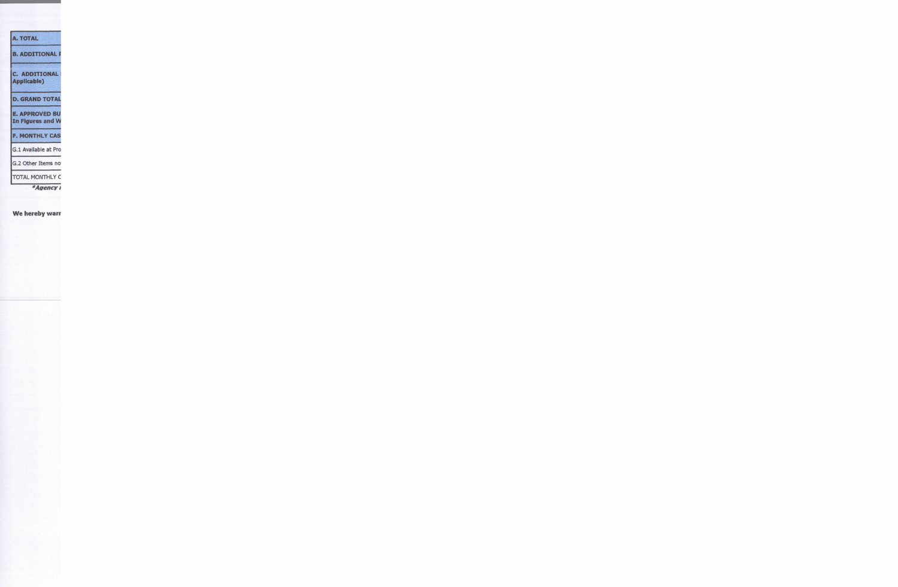| | |
|---|---|
| A. TOTAL | |
| B. ADDITIONAL F | |
| C. ADDITIONAL Applicable) | |
| D. GRAND TOTAL | |
| E. APPROVED BU In Figures and W | |
| F. MONTHLY CAS | |
| G.1 Available at Pro | |
| G.2 Other Items no | |
| TOTAL MONTHLY C | |

*\*Agency*

**We hereby warr**